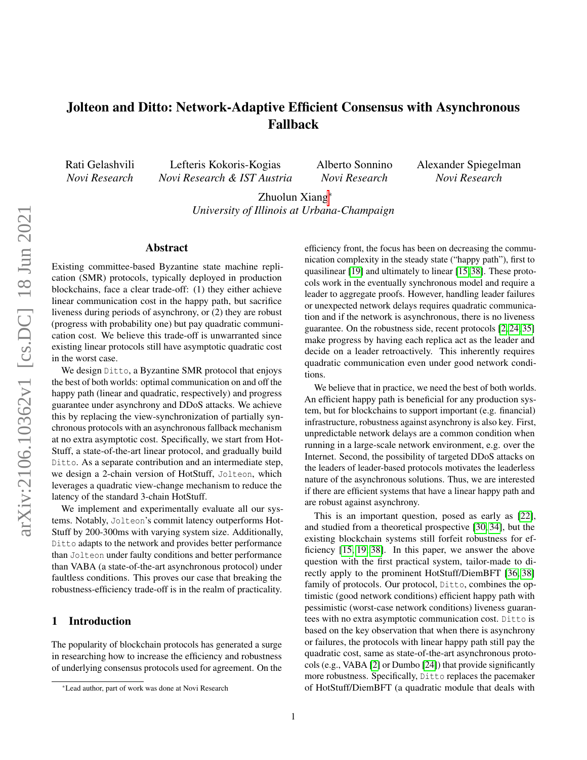# Jolteon and Ditto: Network-Adaptive Efficient Consensus with Asynchronous Fallback

Rati Gelashvili
*Novi Research*

Lefteris Kokoris-Kogias
*Novi Research & IST Austria*

Alberto Sonnino
*Novi Research*

Alexander Spiegelman
*Novi Research*

Zhuolun Xiang[*]
*University of Illinois at Urbana-Champaign*

## Abstract

Existing committee-based Byzantine state machine replication (SMR) protocols, typically deployed in production blockchains, face a clear trade-off: (1) they either achieve linear communication cost in the happy path, but sacrifice liveness during periods of asynchrony, or (2) they are robust (progress with probability one) but pay quadratic communication cost. We believe this trade-off is unwarranted since existing linear protocols still have asymptotic quadratic cost in the worst case.

We design `Ditto`, a Byzantine SMR protocol that enjoys the best of both worlds: optimal communication on and off the happy path (linear and quadratic, respectively) and progress guarantee under asynchrony and DDoS attacks. We achieve this by replacing the view-synchronization of partially synchronous protocols with an asynchronous fallback mechanism at no extra asymptotic cost. Specifically, we start from HotStuff, a state-of-the-art linear protocol, and gradually build `Ditto`. As a separate contribution and an intermediate step, we design a 2-chain version of HotStuff, `Jolteon`, which leverages a quadratic view-change mechanism to reduce the latency of the standard 3-chain HotStuff.

We implement and experimentally evaluate all our systems. Notably, `Jolteon`'s commit latency outperforms HotStuff by 200-300ms with varying system size. Additionally, `Ditto` adapts to the network and provides better performance than `Jolteon` under faulty conditions and better performance than VABA (a state-of-the-art asynchronous protocol) under faultless conditions. This proves our case that breaking the robustness-efficiency trade-off is in the realm of practicality.

## 1 Introduction

The popularity of blockchain protocols has generated a surge in researching how to increase the efficiency and robustness of underlying consensus protocols used for agreement. On the efficiency front, the focus has been on decreasing the communication complexity in the steady state ("happy path"), first to quasilinear [19] and ultimately to linear [15, 38]. These protocols work in the eventually synchronous model and require a leader to aggregate proofs. However, handling leader failures or unexpected network delays requires quadratic communication and if the network is asynchronous, there is no liveness guarantee. On the robustness side, recent protocols [2, 24, 35] make progress by having each replica act as the leader and decide on a leader retroactively. This inherently requires quadratic communication even under good network conditions.

We believe that in practice, we need the best of both worlds. An efficient happy path is beneficial for any production system, but for blockchains to support important (e.g. financial) infrastructure, robustness against asynchrony is also key. First, unpredictable network delays are a common condition when running in a large-scale network environment, e.g. over the Internet. Second, the possibility of targeted DDoS attacks on the leaders of leader-based protocols motivates the leaderless nature of the asynchronous solutions. Thus, we are interested if there are efficient systems that have a linear happy path and are robust against asynchrony.

This is an important question, posed as early as [22], and studied from a theoretical prospective [30, 34], but the existing blockchain systems still forfeit robustness for efficiency [15, 19, 38]. In this paper, we answer the above question with the first practical system, tailor-made to directly apply to the prominent HotStuff/DiemBFT [36, 38] family of protocols. Our protocol, `Ditto`, combines the optimistic (good network conditions) efficient happy path with pessimistic (worst-case network conditions) liveness guarantees with no extra asymptotic communication cost. `Ditto` is based on the key observation that when there is asynchrony or failures, the protocols with linear happy path still pay the quadratic cost, same as state-of-the-art asynchronous protocols (e.g., VABA [2] or Dumbo [24]) that provide significantly more robustness. Specifically, `Ditto` replaces the pacemaker of HotStuff/DiemBFT (a quadratic module that deals with

[*]Lead author, part of work was done at Novi Research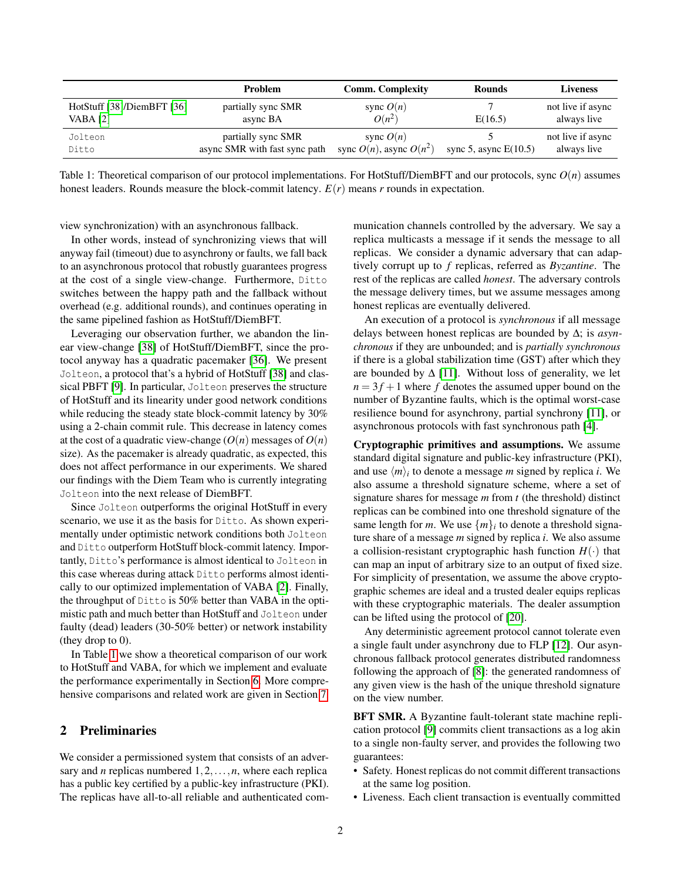|  | Problem | Comm. Complexity | Rounds | Liveness |
|---|---|---|---|---|
| HotStuff [38]/DiemBFT [36] | partially sync SMR | sync $O(n)$ | 7 | not live if async |
| VABA [2] | async BA | $O(n^2)$ | E(16.5) | always live |
| Jolteon | partially sync SMR | sync $O(n)$ | 5 | not live if async |
| Ditto | async SMR with fast sync path | sync $O(n)$, async $O(n^2)$ | sync 5, async E(10.5) | always live |

Table 1: Theoretical comparison of our protocol implementations. For HotStuff/DiemBFT and our protocols, sync $O(n)$ assumes honest leaders. Rounds measure the block-commit latency. $E(r)$ means $r$ rounds in expectation.

view synchronization) with an asynchronous fallback.

In other words, instead of synchronizing views that will anyway fail (timeout) due to asynchrony or faults, we fall back to an asynchronous protocol that robustly guarantees progress at the cost of a single view-change. Furthermore, Ditto switches between the happy path and the fallback without overhead (e.g. additional rounds), and continues operating in the same pipelined fashion as HotStuff/DiemBFT.

Leveraging our observation further, we abandon the linear view-change [38] of HotStuff/DiemBFT, since the protocol anyway has a quadratic pacemaker [36]. We present Jolteon, a protocol that's a hybrid of HotStuff [38] and classical PBFT [9]. In particular, Jolteon preserves the structure of HotStuff and its linearity under good network conditions while reducing the steady state block-commit latency by 30% using a 2-chain commit rule. This decrease in latency comes at the cost of a quadratic view-change ($O(n)$ messages of $O(n)$ size). As the pacemaker is already quadratic, as expected, this does not affect performance in our experiments. We shared our findings with the Diem Team who is currently integrating Jolteon into the next release of DiemBFT.

Since Jolteon outperforms the original HotStuff in every scenario, we use it as the basis for Ditto. As shown experimentally under optimistic network conditions both Jolteon and Ditto outperform HotStuff block-commit latency. Importantly, Ditto's performance is almost identical to Jolteon in this case whereas during attack Ditto performs almost identically to our optimized implementation of VABA [2]. Finally, the throughput of Ditto is 50% better than VABA in the optimistic path and much better than HotStuff and Jolteon under faulty (dead) leaders (30-50% better) or network instability (they drop to 0).

In Table 1 we show a theoretical comparison of our work to HotStuff and VABA, for which we implement and evaluate the performance experimentally in Section 6. More comprehensive comparisons and related work are given in Section 7.

## 2 Preliminaries

We consider a permissioned system that consists of an adversary and $n$ replicas numbered $1, 2, \ldots, n$, where each replica has a public key certified by a public-key infrastructure (PKI). The replicas have all-to-all reliable and authenticated communication channels controlled by the adversary. We say a replica multicasts a message if it sends the message to all replicas. We consider a dynamic adversary that can adaptively corrupt up to $f$ replicas, referred as *Byzantine*. The rest of the replicas are called *honest*. The adversary controls the message delivery times, but we assume messages among honest replicas are eventually delivered.

An execution of a protocol is *synchronous* if all message delays between honest replicas are bounded by $\Delta$; is *asynchronous* if they are unbounded; and is *partially synchronous* if there is a global stabilization time (GST) after which they are bounded by $\Delta$ [11]. Without loss of generality, we let $n = 3f + 1$ where $f$ denotes the assumed upper bound on the number of Byzantine faults, which is the optimal worst-case resilience bound for asynchrony, partial synchrony [11], or asynchronous protocols with fast synchronous path [4].

**Cryptographic primitives and assumptions.** We assume standard digital signature and public-key infrastructure (PKI), and use $\langle m \rangle_i$ to denote a message $m$ signed by replica $i$. We also assume a threshold signature scheme, where a set of signature shares for message $m$ from $t$ (the threshold) distinct replicas can be combined into one threshold signature of the same length for $m$. We use $\{m\}_i$ to denote a threshold signature share of a message $m$ signed by replica $i$. We also assume a collision-resistant cryptographic hash function $H(\cdot)$ that can map an input of arbitrary size to an output of fixed size. For simplicity of presentation, we assume the above cryptographic schemes are ideal and a trusted dealer equips replicas with these cryptographic materials. The dealer assumption can be lifted using the protocol of [20].

Any deterministic agreement protocol cannot tolerate even a single fault under asynchrony due to FLP [12]. Our asynchronous fallback protocol generates distributed randomness following the approach of [8]: the generated randomness of any given view is the hash of the unique threshold signature on the view number.

**BFT SMR.** A Byzantine fault-tolerant state machine replication protocol [9] commits client transactions as a log akin to a single non-faulty server, and provides the following two guarantees:

- Safety. Honest replicas do not commit different transactions at the same log position.
- Liveness. Each client transaction is eventually committed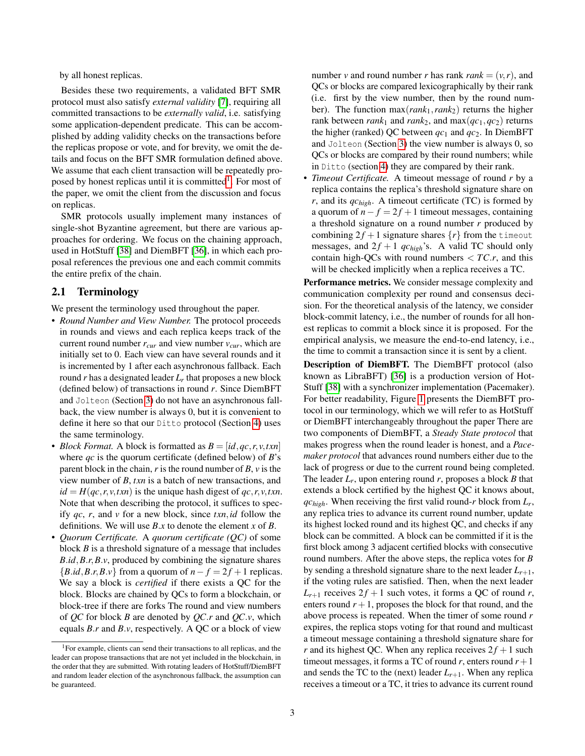by all honest replicas.

Besides these two requirements, a validated BFT SMR protocol must also satisfy *external validity* [7], requiring all committed transactions to be *externally valid*, i.e. satisfying some application-dependent predicate. This can be accomplished by adding validity checks on the transactions before the replicas propose or vote, and for brevity, we omit the details and focus on the BFT SMR formulation defined above. We assume that each client transaction will be repeatedly proposed by honest replicas until it is committed[1]. For most of the paper, we omit the client from the discussion and focus on replicas.

SMR protocols usually implement many instances of single-shot Byzantine agreement, but there are various approaches for ordering. We focus on the chaining approach, used in HotStuff [38] and DiemBFT [36], in which each proposal references the previous one and each commit commits the entire prefix of the chain.

## 2.1 Terminology

We present the terminology used throughout the paper.

- *Round Number and View Number.* The protocol proceeds in rounds and views and each replica keeps track of the current round number $r_{cur}$ and view number $v_{cur}$, which are initially set to 0. Each view can have several rounds and it is incremented by 1 after each asynchronous fallback. Each round $r$ has a designated leader $L_r$ that proposes a new block (defined below) of transactions in round $r$. Since DiemBFT and `Jolteon` (Section 3) do not have an asynchronous fallback, the view number is always 0, but it is convenient to define it here so that our `Ditto` protocol (Section 4) uses the same terminology.
- *Block Format.* A block is formatted as $B = [id, qc, r, v, txn]$ where $qc$ is the quorum certificate (defined below) of $B$'s parent block in the blockchain, $r$ is the round number of $B$, $v$ is the view number of $B$, $txn$ is a batch of new transactions, and $id = H(qc, r, v, txn)$ is the unique hash digest of $qc, r, v, txn$. Note that when describing the protocol, it suffices to specify $qc$, $r$, and $v$ for a new block, since $txn, id$ follow the definitions. We will use $B.x$ to denote the element $x$ of $B$.
- *Quorum Certificate.* A *quorum certificate (QC)* of some block $B$ is a threshold signature of a message that includes $B.id, B.r, B.v$, produced by combining the signature shares $\{B.id, B.r, B.v\}$ from a quorum of $n - f = 2f + 1$ replicas. We say a block is *certified* if there exists a QC for the block. Blocks are chained by QCs to form a blockchain, or block-tree if there are forks The round and view numbers of *QC* for block $B$ are denoted by $QC.r$ and $QC.v$, which equals $B.r$ and $B.v$, respectively. A QC or a block of view number $v$ and round number $r$ has rank $rank = (v, r)$, and QCs or blocks are compared lexicographically by their rank (i.e. first by the view number, then by the round number). The function $\max(rank_1, rank_2)$ returns the higher rank between $rank_1$ and $rank_2$, and $\max(qc_1, qc_2)$ returns the higher (ranked) QC between $qc_1$ and $qc_2$. In DiemBFT and `Jolteon` (Section 3) the view number is always 0, so QCs or blocks are compared by their round numbers; while in `Ditto` (section 4) they are compared by their rank.
- *Timeout Certificate.* A timeout message of round $r$ by a replica contains the replica's threshold signature share on $r$, and its $qc_{high}$. A timeout certificate (TC) is formed by a quorum of $n - f = 2f + 1$ timeout messages, containing a threshold signature on a round number $r$ produced by combining $2f + 1$ signature shares $\{r\}$ from the `timeout` messages, and $2f + 1$ $qc_{high}$'s. A valid TC should only contain high-QCs with round numbers $< TC.r$, and this will be checked implicitly when a replica receives a TC.

**Performance metrics.** We consider message complexity and communication complexity per round and consensus decision. For the theoretical analysis of the latency, we consider block-commit latency, i.e., the number of rounds for all honest replicas to commit a block since it is proposed. For the empirical analysis, we measure the end-to-end latency, i.e., the time to commit a transaction since it is sent by a client.

**Description of DiemBFT.** The DiemBFT protocol (also known as LibraBFT) [36] is a production version of HotStuff [38] with a synchronizer implementation (Pacemaker). For better readability, Figure 1 presents the DiemBFT protocol in our terminology, which we will refer to as HotStuff or DiemBFT interchangeably throughout the paper There are two components of DiemBFT, a *Steady State protocol* that makes progress when the round leader is honest, and a *Pacemaker protocol* that advances round numbers either due to the lack of progress or due to the current round being completed. The leader $L_r$, upon entering round $r$, proposes a block $B$ that extends a block certified by the highest QC it knows about, $qc_{high}$. When receiving the first valid round-$r$ block from $L_r$, any replica tries to advance its current round number, update its highest locked round and its highest QC, and checks if any block can be committed. A block can be committed if it is the first block among 3 adjacent certified blocks with consecutive round numbers. After the above steps, the replica votes for $B$ by sending a threshold signature share to the next leader $L_{r+1}$, if the voting rules are satisfied. Then, when the next leader $L_{r+1}$ receives $2f + 1$ such votes, it forms a QC of round $r$, enters round $r + 1$, proposes the block for that round, and the above process is repeated. When the timer of some round $r$ expires, the replica stops voting for that round and multicast a timeout message containing a threshold signature share for $r$ and its highest QC. When any replica receives $2f + 1$ such timeout messages, it forms a TC of round $r$, enters round $r + 1$ and sends the TC to the (next) leader $L_{r+1}$. When any replica receives a timeout or a TC, it tries to advance its current round

[1] For example, clients can send their transactions to all replicas, and the leader can propose transactions that are not yet included in the blockchain, in the order that they are submitted. With rotating leaders of HotStuff/DiemBFT and random leader election of the asynchronous fallback, the assumption can be guaranteed.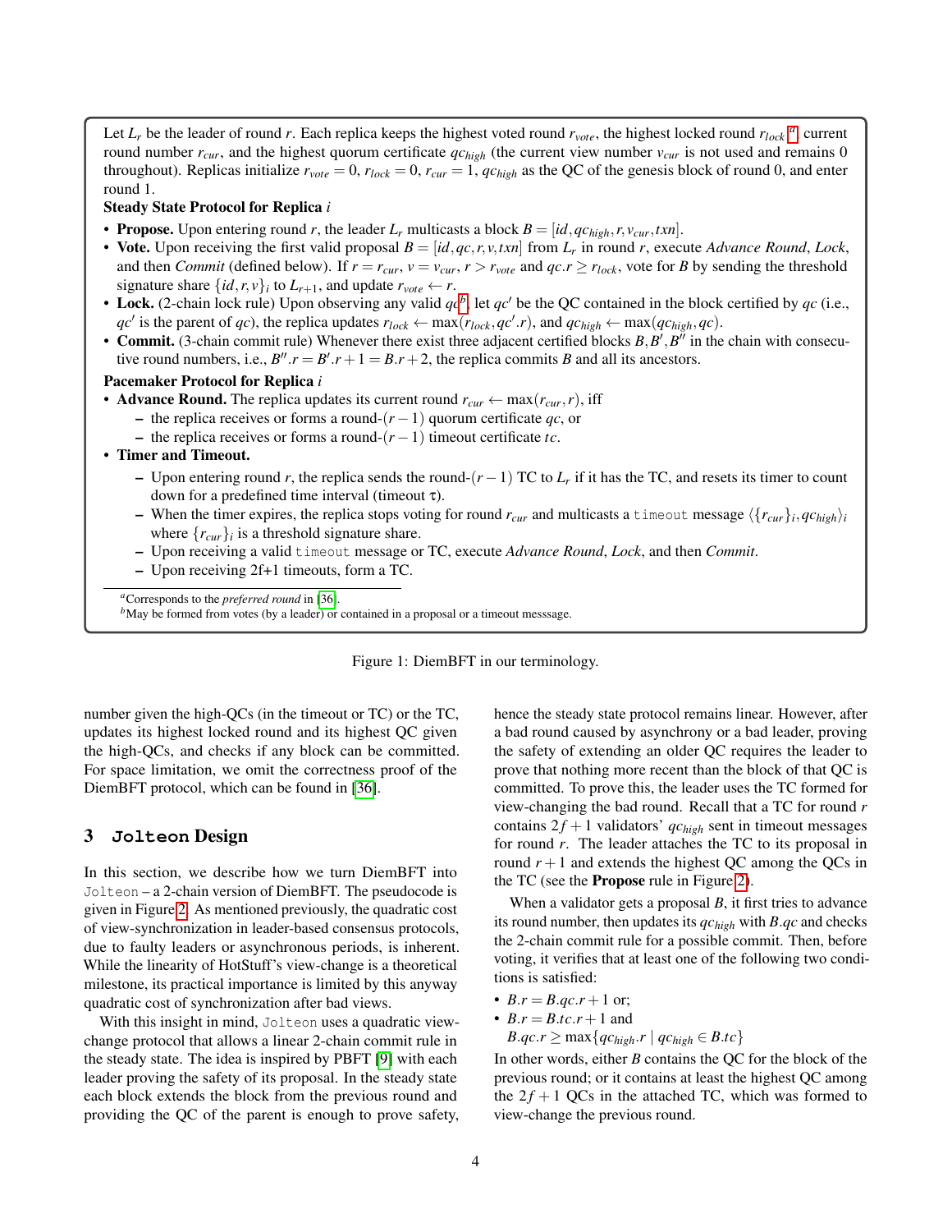Let $L_r$ be the leader of round $r$. Each replica keeps the highest voted round $r_{vote}$, the highest locked round $r_{lock}$ [a], current round number $r_{cur}$, and the highest quorum certificate $qc_{high}$ (the current view number $v_{cur}$ is not used and remains 0 throughout). Replicas initialize $r_{vote} = 0$, $r_{lock} = 0$, $r_{cur} = 1$, $qc_{high}$ as the QC of the genesis block of round 0, and enter round 1.

**Steady State Protocol for Replica** $i$

- **Propose.** Upon entering round $r$, the leader $L_r$ multicasts a block $B = [id, qc_{high}, r, v_{cur}, txn]$.
- **Vote.** Upon receiving the first valid proposal $B = [id, qc, r, v, txn]$ from $L_r$ in round $r$, execute *Advance Round*, *Lock*, and then *Commit* (defined below). If $r = r_{cur}$, $v = v_{cur}$, $r > r_{vote}$ and $qc.r \geq r_{lock}$, vote for $B$ by sending the threshold signature share $\{id, r, v\}_i$ to $L_{r+1}$, and update $r_{vote} \leftarrow r$.
- **Lock.** (2-chain lock rule) Upon observing any valid $qc$ [b], let $qc'$ be the QC contained in the block certified by $qc$ (i.e., $qc'$ is the parent of $qc$), the replica updates $r_{lock} \leftarrow \max(r_{lock}, qc'.r)$, and $qc_{high} \leftarrow \max(qc_{high}, qc)$.
- **Commit.** (3-chain commit rule) Whenever there exist three adjacent certified blocks $B, B', B''$ in the chain with consecutive round numbers, i.e., $B''.r = B'.r + 1 = B.r + 2$, the replica commits $B$ and all its ancestors.

**Pacemaker Protocol for Replica** $i$

- **Advance Round.** The replica updates its current round $r_{cur} \leftarrow \max(r_{cur}, r)$, iff
  - the replica receives or forms a round-$(r-1)$ quorum certificate $qc$, or
  - the replica receives or forms a round-$(r-1)$ timeout certificate $tc$.
- **Timer and Timeout.**
  - Upon entering round $r$, the replica sends the round-$(r-1)$ TC to $L_r$ if it has the TC, and resets its timer to count down for a predefined time interval (timeout $\tau$).
  - When the timer expires, the replica stops voting for round $r_{cur}$ and multicasts a `timeout` message $\langle \{r_{cur}\}_i, qc_{high} \rangle_i$ where $\{r_{cur}\}_i$ is a threshold signature share.
  - Upon receiving a valid `timeout` message or TC, execute *Advance Round*, *Lock*, and then *Commit*.
  - Upon receiving 2f+1 timeouts, form a TC.

[a] Corresponds to the *preferred round* in [36].
[b] May be formed from votes (by a leader) or contained in a proposal or a timeout messsage.

Figure 1: DiemBFT in our terminology.

number given the high-QCs (in the timeout or TC) or the TC, updates its highest locked round and its highest QC given the high-QCs, and checks if any block can be committed. For space limitation, we omit the correctness proof of the DiemBFT protocol, which can be found in [36].

## 3 Jolteon Design

In this section, we describe how we turn DiemBFT into Jolteon – a 2-chain version of DiemBFT. The pseudocode is given in Figure 2. As mentioned previously, the quadratic cost of view-synchronization in leader-based consensus protocols, due to faulty leaders or asynchronous periods, is inherent. While the linearity of HotStuff's view-change is a theoretical milestone, its practical importance is limited by this anyway quadratic cost of synchronization after bad views.

With this insight in mind, Jolteon uses a quadratic view-change protocol that allows a linear 2-chain commit rule in the steady state. The idea is inspired by PBFT [9] with each leader proving the safety of its proposal. In the steady state each block extends the block from the previous round and providing the QC of the parent is enough to prove safety, hence the steady state protocol remains linear. However, after a bad round caused by asynchrony or a bad leader, proving the safety of extending an older QC requires the leader to prove that nothing more recent than the block of that QC is committed. To prove this, the leader uses the TC formed for view-changing the bad round. Recall that a TC for round $r$ contains $2f+1$ validators' $qc_{high}$ sent in timeout messages for round $r$. The leader attaches the TC to its proposal in round $r+1$ and extends the highest QC among the QCs in the TC (see the **Propose** rule in Figure 2).

When a validator gets a proposal $B$, it first tries to advance its round number, then updates its $qc_{high}$ with $B.qc$ and checks the 2-chain commit rule for a possible commit. Then, before voting, it verifies that at least one of the following two conditions is satisfied:

- $B.r = B.qc.r + 1$ or;
- $B.r = B.tc.r + 1$ and $B.qc.r \geq \max\{qc_{high}.r \mid qc_{high} \in B.tc\}$

In other words, either $B$ contains the QC for the block of the previous round; or it contains at least the highest QC among the $2f+1$ QCs in the attached TC, which was formed to view-change the previous round.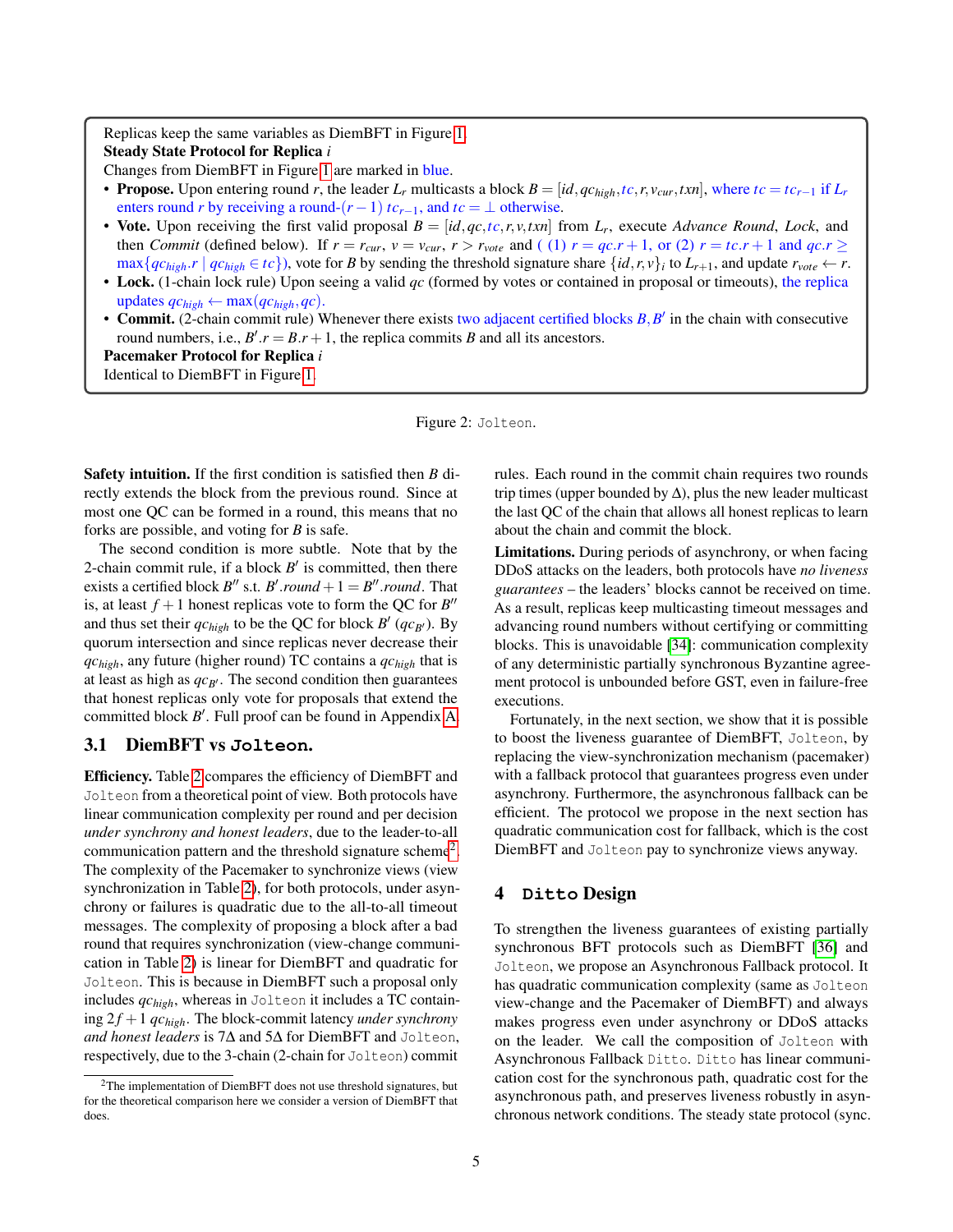> Replicas keep the same variables as DiemBFT in Figure 1.
>
> **Steady State Protocol for Replica** $i$
>
> Changes from DiemBFT in Figure 1 are marked in blue.
>
> - **Propose.** Upon entering round $r$, the leader $L_r$ multicasts a block $B = [id, qc_{high}, tc, r, v_{cur}, txn]$, where $tc = tc_{r-1}$ if $L_r$ enters round $r$ by receiving a round-$(r-1)$ $tc_{r-1}$, and $tc = \perp$ otherwise.
> - **Vote.** Upon receiving the first valid proposal $B = [id, qc, tc, r, v, txn]$ from $L_r$, execute *Advance Round*, *Lock*, and then *Commit* (defined below). If $r = r_{cur}$, $v = v_{cur}$, $r > r_{vote}$ and ( (1) $r = qc.r + 1$, or (2) $r = tc.r + 1$ and $qc.r \geq \max\{qc_{high}.r \mid qc_{high} \in tc\}$), vote for $B$ by sending the threshold signature share $\{id, r, v\}_i$ to $L_{r+1}$, and update $r_{vote} \leftarrow r$.
> - **Lock.** (1-chain lock rule) Upon seeing a valid $qc$ (formed by votes or contained in proposal or timeouts), the replica updates $qc_{high} \leftarrow \max(qc_{high}, qc)$.
> - **Commit.** (2-chain commit rule) Whenever there exists two adjacent certified blocks $B, B'$ in the chain with consecutive round numbers, i.e., $B'.r = B.r + 1$, the replica commits $B$ and all its ancestors.
>
> **Pacemaker Protocol for Replica** $i$
>
> Identical to DiemBFT in Figure 1.

Figure 2: `Jolteon`.

**Safety intuition.** If the first condition is satisfied then $B$ directly extends the block from the previous round. Since at most one QC can be formed in a round, this means that no forks are possible, and voting for $B$ is safe.

The second condition is more subtle. Note that by the 2-chain commit rule, if a block $B'$ is committed, then there exists a certified block $B''$ s.t. $B'.round + 1 = B''.round$. That is, at least $f+1$ honest replicas vote to form the QC for $B''$ and thus set their $qc_{high}$ to be the QC for block $B'$ ($qc_{B'}$). By quorum intersection and since replicas never decrease their $qc_{high}$, any future (higher round) TC contains a $qc_{high}$ that is at least as high as $qc_{B'}$. The second condition then guarantees that honest replicas only vote for proposals that extend the committed block $B'$. Full proof can be found in Appendix A.

### 3.1 DiemBFT vs `Jolteon`.

**Efficiency.** Table 2 compares the efficiency of DiemBFT and `Jolteon` from a theoretical point of view. Both protocols have linear communication complexity per round and per decision *under synchrony and honest leaders*, due to the leader-to-all communication pattern and the threshold signature scheme[2]. The complexity of the Pacemaker to synchronize views (view synchronization in Table 2), for both protocols, under asynchrony or failures is quadratic due to the all-to-all timeout messages. The complexity of proposing a block after a bad round that requires synchronization (view-change communication in Table 2) is linear for DiemBFT and quadratic for `Jolteon`. This is because in DiemBFT such a proposal only includes $qc_{high}$, whereas in `Jolteon` it includes a TC containing $2f+1$ $qc_{high}$. The block-commit latency *under synchrony and honest leaders* is $7\Delta$ and $5\Delta$ for DiemBFT and `Jolteon`, respectively, due to the 3-chain (2-chain for `Jolteon`) commit rules. Each round in the commit chain requires two rounds trip times (upper bounded by $\Delta$), plus the new leader multicast the last QC of the chain that allows all honest replicas to learn about the chain and commit the block.

**Limitations.** During periods of asynchrony, or when facing DDoS attacks on the leaders, both protocols have *no liveness guarantees* – the leaders' blocks cannot be received on time. As a result, replicas keep multicasting timeout messages and advancing round numbers without certifying or committing blocks. This is unavoidable [34]: communication complexity of any deterministic partially synchronous Byzantine agreement protocol is unbounded before GST, even in failure-free executions.

Fortunately, in the next section, we show that it is possible to boost the liveness guarantee of DiemBFT, `Jolteon`, by replacing the view-synchronization mechanism (pacemaker) with a fallback protocol that guarantees progress even under asynchrony. Furthermore, the asynchronous fallback can be efficient. The protocol we propose in the next section has quadratic communication cost for fallback, which is the cost DiemBFT and `Jolteon` pay to synchronize views anyway.

## 4 `Ditto` Design

To strengthen the liveness guarantees of existing partially synchronous BFT protocols such as DiemBFT [36] and `Jolteon`, we propose an Asynchronous Fallback protocol. It has quadratic communication complexity (same as `Jolteon` view-change and the Pacemaker of DiemBFT) and always makes progress even under asynchrony or DDoS attacks on the leader. We call the composition of `Jolteon` with Asynchronous Fallback `Ditto`. `Ditto` has linear communication cost for the synchronous path, quadratic cost for the asynchronous path, and preserves liveness robustly in asynchronous network conditions. The steady state protocol (sync.

[2] The implementation of DiemBFT does not use threshold signatures, but for the theoretical comparison here we consider a version of DiemBFT that does.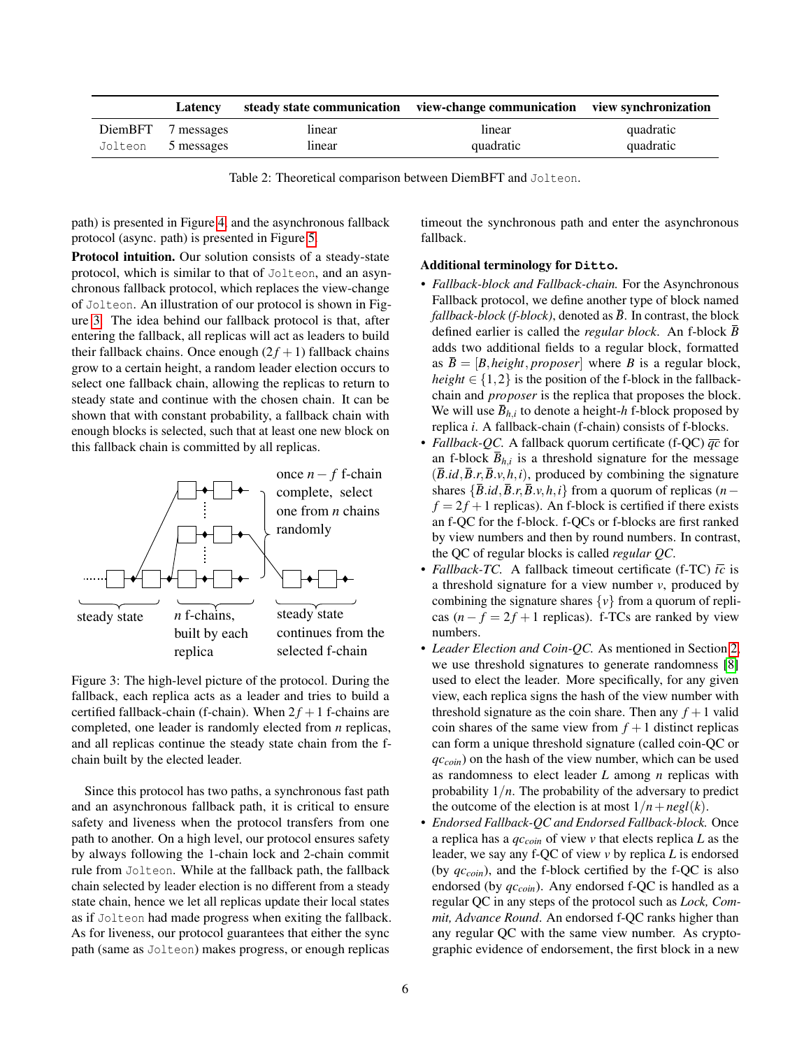| | Latency | steady state communication | view-change communication | view synchronization |
|---|---|---|---|---|
| DiemBFT | 7 messages | linear | linear | quadratic |
| Jolteon | 5 messages | linear | quadratic | quadratic |

Table 2: Theoretical comparison between DiemBFT and Jolteon.

path) is presented in Figure 4, and the asynchronous fallback protocol (async. path) is presented in Figure 5.

**Protocol intuition.** Our solution consists of a steady-state protocol, which is similar to that of Jolteon, and an asynchronous fallback protocol, which replaces the view-change of Jolteon. An illustration of our protocol is shown in Figure 3. The idea behind our fallback protocol is that, after entering the fallback, all replicas will act as leaders to build their fallback chains. Once enough ($2f+1$) fallback chains grow to a certain height, a random leader election occurs to select one fallback chain, allowing the replicas to return to steady state and continue with the chosen chain. It can be shown that with constant probability, a fallback chain with enough blocks is selected, such that at least one new block on this fallback chain is committed by all replicas.

Figure 3: The high-level picture of the protocol. During the fallback, each replica acts as a leader and tries to build a certified fallback-chain (f-chain). When $2f+1$ f-chains are completed, one leader is randomly elected from $n$ replicas, and all replicas continue the steady state chain from the f-chain built by the elected leader.

Since this protocol has two paths, a synchronous fast path and an asynchronous fallback path, it is critical to ensure safety and liveness when the protocol transfers from one path to another. On a high level, our protocol ensures safety by always following the 1-chain lock and 2-chain commit rule from Jolteon. While at the fallback path, the fallback chain selected by leader election is no different from a steady state chain, hence we let all replicas update their local states as if Jolteon had made progress when exiting the fallback. As for liveness, our protocol guarantees that either the sync path (same as Jolteon) makes progress, or enough replicas timeout the synchronous path and enter the asynchronous fallback.

**Additional terminology for Ditto.**

- *Fallback-block and Fallback-chain.* For the Asynchronous Fallback protocol, we define another type of block named *fallback-block (f-block)*, denoted as $\overline{B}$. In contrast, the block defined earlier is called the *regular block*. An f-block $\overline{B}$ adds two additional fields to a regular block, formatted as $\overline{B} = [B, height, proposer]$ where $B$ is a regular block, $height \in \{1,2\}$ is the position of the f-block in the fallback-chain and *proposer* is the replica that proposes the block. We will use $\overline{B}_{h,i}$ to denote a height-$h$ f-block proposed by replica $i$. A fallback-chain (f-chain) consists of f-blocks.
- *Fallback-QC.* A fallback quorum certificate (f-QC) $\overline{qc}$ for an f-block $\overline{B}_{h,i}$ is a threshold signature for the message $(\overline{B}.id, \overline{B}.r, \overline{B}.v, h, i)$, produced by combining the signature shares $\{\overline{B}.id, \overline{B}.r, \overline{B}.v, h, i\}$ from a quorum of replicas ($n-f = 2f+1$ replicas). An f-block is certified if there exists an f-QC for the f-block. f-QCs or f-blocks are first ranked by view numbers and then by round numbers. In contrast, the QC of regular blocks is called *regular QC*.
- *Fallback-TC.* A fallback timeout certificate (f-TC) $\overline{tc}$ is a threshold signature for a view number $v$, produced by combining the signature shares $\{v\}$ from a quorum of replicas ($n-f = 2f+1$ replicas). f-TCs are ranked by view numbers.
- *Leader Election and Coin-QC.* As mentioned in Section 2, we use threshold signatures to generate randomness [8] used to elect the leader. More specifically, for any given view, each replica signs the hash of the view number with threshold signature as the coin share. Then any $f+1$ valid coin shares of the same view from $f+1$ distinct replicas can form a unique threshold signature (called coin-QC or $qc_{coin}$) on the hash of the view number, which can be used as randomness to elect leader $L$ among $n$ replicas with probability $1/n$. The probability of the adversary to predict the outcome of the election is at most $1/n + negl(k)$.
- *Endorsed Fallback-QC and Endorsed Fallback-block.* Once a replica has a $qc_{coin}$ of view $v$ that elects replica $L$ as the leader, we say any f-QC of view $v$ by replica $L$ is endorsed (by $qc_{coin}$), and the f-block certified by the f-QC is also endorsed (by $qc_{coin}$). Any endorsed f-QC is handled as a regular QC in any steps of the protocol such as *Lock, Commit, Advance Round*. An endorsed f-QC ranks higher than any regular QC with the same view number. As cryptographic evidence of endorsement, the first block in a new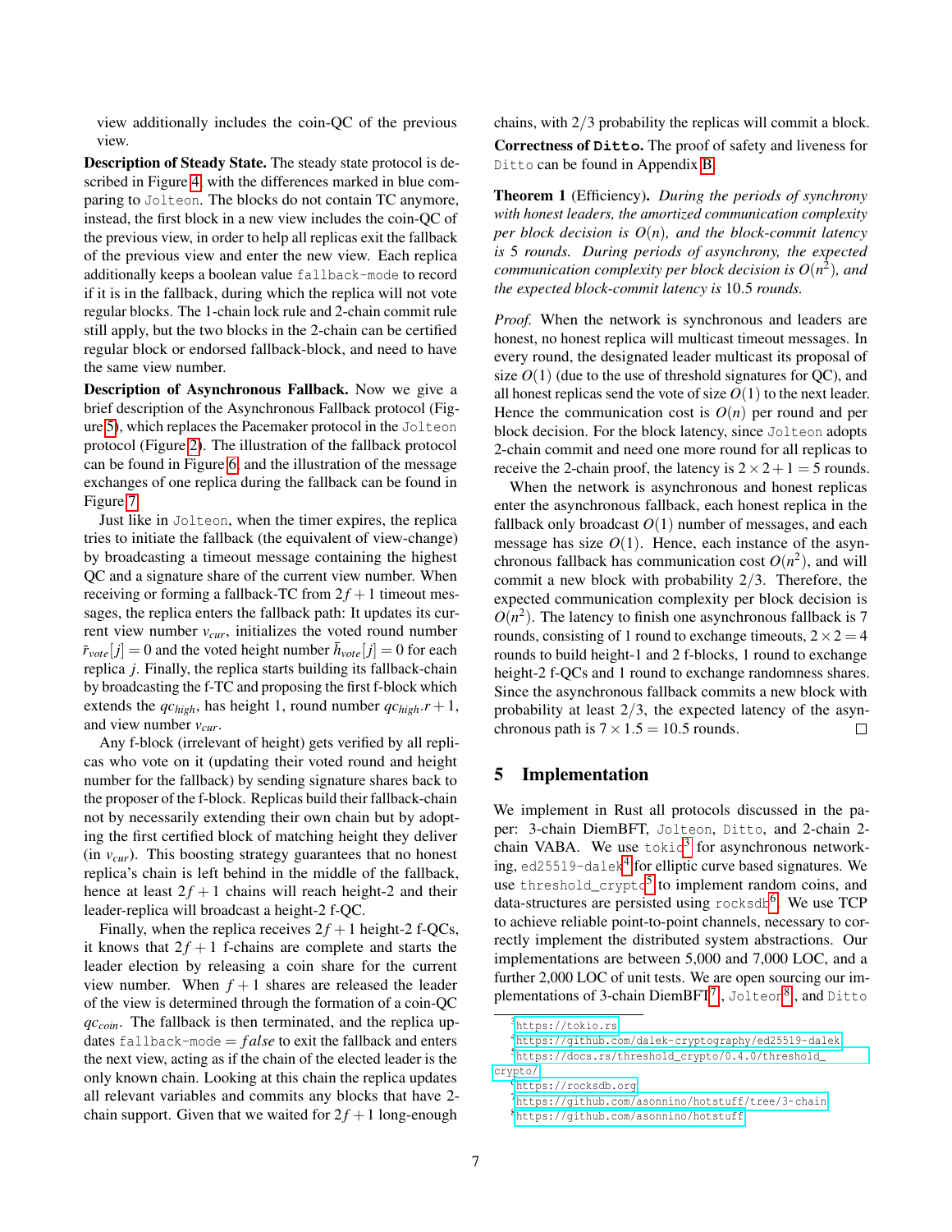view additionally includes the coin-QC of the previous view.

**Description of Steady State.** The steady state protocol is described in Figure 4, with the differences marked in blue comparing to Jolteon. The blocks do not contain TC anymore, instead, the first block in a new view includes the coin-QC of the previous view, in order to help all replicas exit the fallback of the previous view and enter the new view. Each replica additionally keeps a boolean value fallback-mode to record if it is in the fallback, during which the replica will not vote regular blocks. The 1-chain lock rule and 2-chain commit rule still apply, but the two blocks in the 2-chain can be certified regular block or endorsed fallback-block, and need to have the same view number.

**Description of Asynchronous Fallback.** Now we give a brief description of the Asynchronous Fallback protocol (Figure 5), which replaces the Pacemaker protocol in the Jolteon protocol (Figure 2). The illustration of the fallback protocol can be found in Figure 6, and the illustration of the message exchanges of one replica during the fallback can be found in Figure 7.

Just like in Jolteon, when the timer expires, the replica tries to initiate the fallback (the equivalent of view-change) by broadcasting a timeout message containing the highest QC and a signature share of the current view number. When receiving or forming a fallback-TC from $2f+1$ timeout messages, the replica enters the fallback path: It updates its current view number $v_{cur}$, initializes the voted round number $\bar{r}_{vote}[j]=0$ and the voted height number $\bar{h}_{vote}[j]=0$ for each replica $j$. Finally, the replica starts building its fallback-chain by broadcasting the f-TC and proposing the first f-block which extends the $qc_{high}$, has height 1, round number $qc_{high}.r+1$, and view number $v_{cur}$.

Any f-block (irrelevant of height) gets verified by all replicas who vote on it (updating their voted round and height number for the fallback) by sending signature shares back to the proposer of the f-block. Replicas build their fallback-chain not by necessarily extending their own chain but by adopting the first certified block of matching height they deliver (in $v_{cur}$). This boosting strategy guarantees that no honest replica's chain is left behind in the middle of the fallback, hence at least $2f+1$ chains will reach height-2 and their leader-replica will broadcast a height-2 f-QC.

Finally, when the replica receives $2f+1$ height-2 f-QCs, it knows that $2f+1$ f-chains are complete and starts the leader election by releasing a coin share for the current view number. When $f+1$ shares are released the leader of the view is determined through the formation of a coin-QC $qc_{coin}$. The fallback is then terminated, and the replica updates fallback-mode $= false$ to exit the fallback and enters the next view, acting as if the chain of the elected leader is the only known chain. Looking at this chain the replica updates all relevant variables and commits any blocks that have 2-chain support. Given that we waited for $2f+1$ long-enough chains, with $2/3$ probability the replicas will commit a block.

**Correctness of Ditto.** The proof of safety and liveness for Ditto can be found in Appendix B.

**Theorem 1** (Efficiency). *During the periods of synchrony with honest leaders, the amortized communication complexity per block decision is $O(n)$, and the block-commit latency is 5 rounds. During periods of asynchrony, the expected communication complexity per block decision is $O(n^2)$, and the expected block-commit latency is 10.5 rounds.*

*Proof.* When the network is synchronous and leaders are honest, no honest replica will multicast timeout messages. In every round, the designated leader multicast its proposal of size $O(1)$ (due to the use of threshold signatures for QC), and all honest replicas send the vote of size $O(1)$ to the next leader. Hence the communication cost is $O(n)$ per round and per block decision. For the block latency, since Jolteon adopts 2-chain commit and need one more round for all replicas to receive the 2-chain proof, the latency is $2\times2+1=5$ rounds.

When the network is asynchronous and honest replicas enter the asynchronous fallback, each honest replica in the fallback only broadcast $O(1)$ number of messages, and each message has size $O(1)$. Hence, each instance of the asynchronous fallback has communication cost $O(n^2)$, and will commit a new block with probability $2/3$. Therefore, the expected communication complexity per block decision is $O(n^2)$. The latency to finish one asynchronous fallback is 7 rounds, consisting of 1 round to exchange timeouts, $2\times2=4$ rounds to build height-1 and 2 f-blocks, 1 round to exchange height-2 f-QCs and 1 round to exchange randomness shares. Since the asynchronous fallback commits a new block with probability at least $2/3$, the expected latency of the asynchronous path is $7\times1.5=10.5$ rounds. □

## 5 Implementation

We implement in Rust all protocols discussed in the paper: 3-chain DiemBFT, Jolteon, Ditto, and 2-chain 2-chain VABA. We use tokio[3] for asynchronous networking, ed25519-dalek[4] for elliptic curve based signatures. We use threshold_crypto[5] to implement random coins, and data-structures are persisted using rocksdb[6]. We use TCP to achieve reliable point-to-point channels, necessary to correctly implement the distributed system abstractions. Our implementations are between 5,000 and 7,000 LOC, and a further 2,000 LOC of unit tests. We are open sourcing our implementations of 3-chain DiemBFT[7], Jolteon[8], and Ditto

[3] https://tokio.rs

[4] https://github.com/dalek-cryptography/ed25519-dalek

[5] https://docs.rs/threshold_crypto/0.4.0/threshold_crypto/

[6] https://rocksdb.org

[7] https://github.com/asonnino/hotstuff/tree/3-chain

[8] https://github.com/asonnino/hotstuff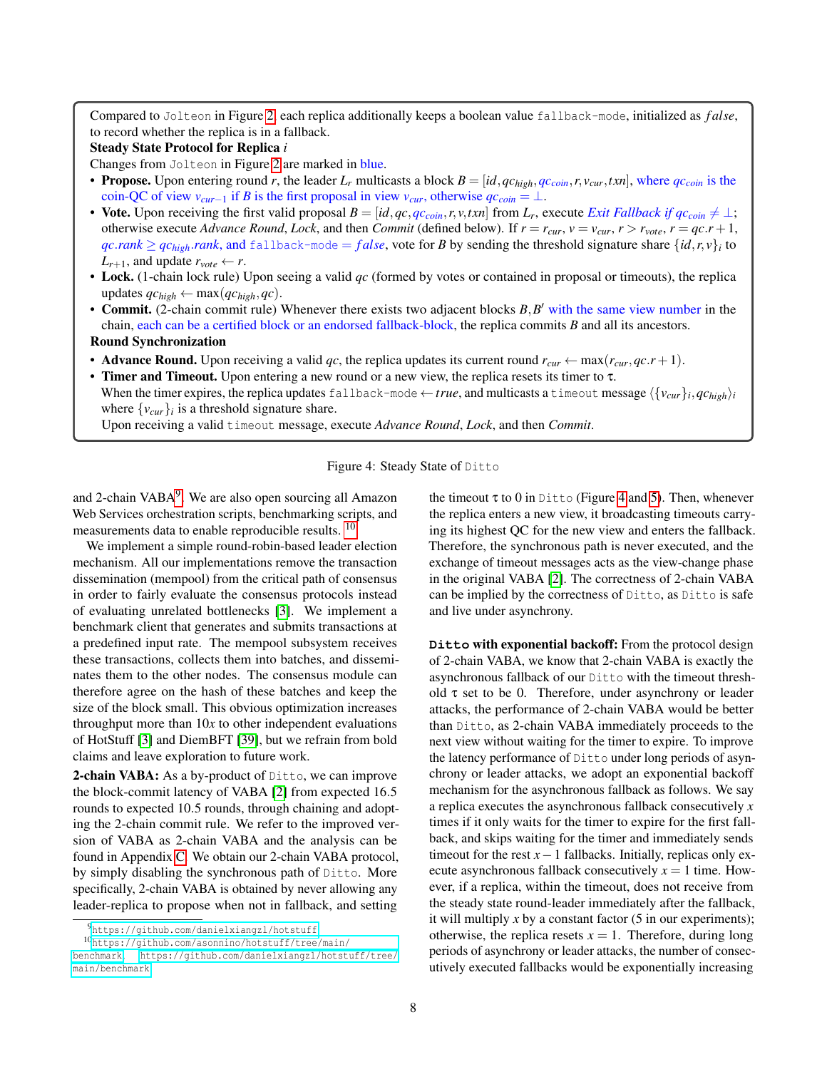Compared to `Jolteon` in Figure 2, each replica additionally keeps a boolean value `fallback-mode`, initialized as $false$, to record whether the replica is in a fallback.

**Steady State Protocol for Replica $i$**

Changes from `Jolteon` in Figure 2 are marked in blue.

- **Propose.** Upon entering round $r$, the leader $L_r$ multicasts a block $B = [id, qc_{high}, qc_{coin}, r, v_{cur}, txn]$, where $qc_{coin}$ is the coin-QC of view $v_{cur-1}$ if $B$ is the first proposal in view $v_{cur}$, otherwise $qc_{coin} = \bot$.
- **Vote.** Upon receiving the first valid proposal $B = [id, qc, qc_{coin}, r, v, txn]$ from $L_r$, execute *Exit Fallback if $qc_{coin} \neq \bot$*; otherwise execute *Advance Round*, *Lock*, and then *Commit* (defined below). If $r = r_{cur}$, $v = v_{cur}$, $r > r_{vote}$, $r = qc.r + 1$, $qc.rank \geq qc_{high}.rank$, and `fallback-mode` $= false$, vote for $B$ by sending the threshold signature share $\{id, r, v\}_i$ to $L_{r+1}$, and update $r_{vote} \leftarrow r$.
- **Lock.** (1-chain lock rule) Upon seeing a valid $qc$ (formed by votes or contained in proposal or timeouts), the replica updates $qc_{high} \leftarrow \max(qc_{high}, qc)$.
- **Commit.** (2-chain commit rule) Whenever there exists two adjacent blocks $B, B'$ with the same view number in the chain, each can be a certified block or an endorsed fallback-block, the replica commits $B$ and all its ancestors.

**Round Synchronization**

- **Advance Round.** Upon receiving a valid $qc$, the replica updates its current round $r_{cur} \leftarrow \max(r_{cur}, qc.r + 1)$.
- **Timer and Timeout.** Upon entering a new round or a new view, the replica resets its timer to $\tau$.
  When the timer expires, the replica updates `fallback-mode` $\leftarrow true$, and multicasts a `timeout` message $\langle \{v_{cur}\}_i, qc_{high} \rangle_i$ where $\{v_{cur}\}_i$ is a threshold signature share.
  Upon receiving a valid `timeout` message, execute *Advance Round*, *Lock*, and then *Commit*.

Figure 4: Steady State of `Ditto`

and 2-chain VABA[9]. We are also open sourcing all Amazon Web Services orchestration scripts, benchmarking scripts, and measurements data to enable reproducible results. [10]

We implement a simple round-robin-based leader election mechanism. All our implementations remove the transaction dissemination (mempool) from the critical path of consensus in order to fairly evaluate the consensus protocols instead of evaluating unrelated bottlenecks [3]. We implement a benchmark client that generates and submits transactions at a predefined input rate. The mempool subsystem receives these transactions, collects them into batches, and disseminates them to the other nodes. The consensus module can therefore agree on the hash of these batches and keep the size of the block small. This obvious optimization increases throughput more than 10$x$ to other independent evaluations of HotStuff [3] and DiemBFT [39], but we refrain from bold claims and leave exploration to future work.

**2-chain VABA:** As a by-product of `Ditto`, we can improve the block-commit latency of VABA [2] from expected 16.5 rounds to expected 10.5 rounds, through chaining and adopting the 2-chain commit rule. We refer to the improved version of VABA as 2-chain VABA and the analysis can be found in Appendix C. We obtain our 2-chain VABA protocol, by simply disabling the synchronous path of `Ditto`. More specifically, 2-chain VABA is obtained by never allowing any leader-replica to propose when not in fallback, and setting the timeout $\tau$ to 0 in `Ditto` (Figure 4 and 5). Then, whenever the replica enters a new view, it broadcasting timeouts carrying its highest QC for the new view and enters the fallback. Therefore, the synchronous path is never executed, and the exchange of timeout messages acts as the view-change phase in the original VABA [2]. The correctness of 2-chain VABA can be implied by the correctness of `Ditto`, as `Ditto` is safe and live under asynchrony.

**`Ditto` with exponential backoff:** From the protocol design of 2-chain VABA, we know that 2-chain VABA is exactly the asynchronous fallback of our `Ditto` with the timeout threshold $\tau$ set to be 0. Therefore, under asynchrony or leader attacks, the performance of 2-chain VABA would be better than `Ditto`, as 2-chain VABA immediately proceeds to the next view without waiting for the timer to expire. To improve the latency performance of `Ditto` under long periods of asynchrony or leader attacks, we adopt an exponential backoff mechanism for the asynchronous fallback as follows. We say a replica executes the asynchronous fallback consecutively $x$ times if it only waits for the timer to expire for the first fallback, and skips waiting for the timer and immediately sends timeout for the rest $x-1$ fallbacks. Initially, replicas only execute asynchronous fallback consecutively $x = 1$ time. However, if a replica, within the timeout, does not receive from the steady state round-leader immediately after the fallback, it will multiply $x$ by a constant factor (5 in our experiments); otherwise, the replica resets $x = 1$. Therefore, during long periods of asynchrony or leader attacks, the number of consecutively executed fallbacks would be exponentially increasing

[9] https://github.com/danielxiangzl/hotstuff

[10] https://github.com/asonnino/hotstuff/tree/main/benchmark, https://github.com/danielxiangzl/hotstuff/tree/main/benchmark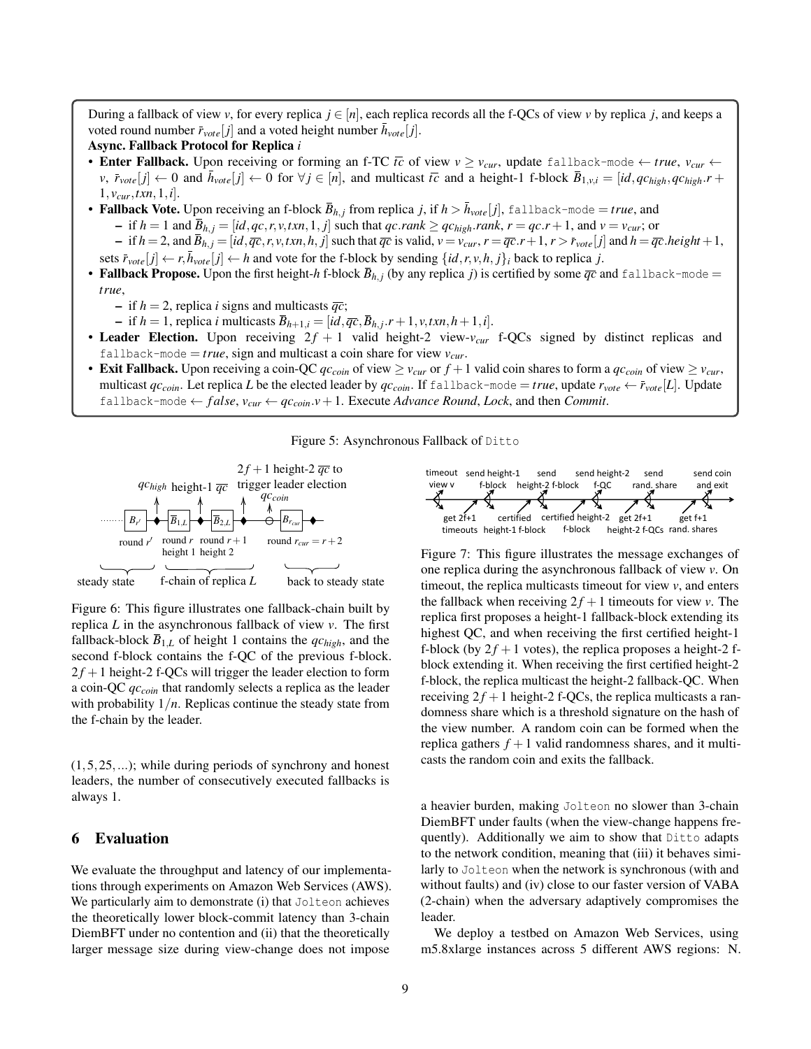During a fallback of view $v$, for every replica $j \in [n]$, each replica records all the f-QCs of view $v$ by replica $j$, and keeps a voted round number $\bar{r}_{vote}[j]$ and a voted height number $\bar{h}_{vote}[j]$.

**Async. Fallback Protocol for Replica** $i$

- **Enter Fallback.** Upon receiving or forming an f-TC $\overline{tc}$ of view $v \geq v_{cur}$, update `fallback-mode` $\leftarrow$ *true*, $v_{cur} \leftarrow v$, $\bar{r}_{vote}[j] \leftarrow 0$ and $\bar{h}_{vote}[j] \leftarrow 0$ for $\forall j \in [n]$, and multicast $\overline{tc}$ and a height-1 f-block $\bar{B}_{1,v,i} = [id, qc_{high}, qc_{high}.r + 1, v_{cur}, txn, 1, i]$.
- **Fallback Vote.** Upon receiving an f-block $\bar{B}_{h,j}$ from replica $j$, if $h > \bar{h}_{vote}[j]$, `fallback-mode` $=$ *true*, and
  - if $h = 1$ and $\bar{B}_{h,j} = [id, qc, r, v, txn, 1, j]$ such that $qc.rank \geq qc_{high}.rank$, $r = qc.r + 1$, and $v = v_{cur}$; or
  - if $h = 2$, and $\bar{B}_{h,j} = [id, \overline{qc}, r, v, txn, h, j]$ such that $\overline{qc}$ is valid, $v = v_{cur}$, $r = \overline{qc}.r + 1$, $r > \bar{r}_{vote}[j]$ and $h = \overline{qc}.height + 1$,

  sets $\bar{r}_{vote}[j] \leftarrow r, \bar{h}_{vote}[j] \leftarrow h$ and vote for the f-block by sending $\{id, r, v, h, j\}_i$ back to replica $j$.
- **Fallback Propose.** Upon the first height-$h$ f-block $\bar{B}_{h,j}$ (by any replica $j$) is certified by some $\overline{qc}$ and `fallback-mode` $=$ *true*,
  - if $h = 2$, replica $i$ signs and multicasts $\overline{qc}$;
  - if $h = 1$, replica $i$ multicasts $\bar{B}_{h+1,i} = [id, \overline{qc}, \bar{B}_{h,j}.r + 1, v, txn, h + 1, i]$.
- **Leader Election.** Upon receiving $2f + 1$ valid height-2 view-$v_{cur}$ f-QCs signed by distinct replicas and `fallback-mode` $=$ *true*, sign and multicast a coin share for view $v_{cur}$.
- **Exit Fallback.** Upon receiving a coin-QC $qc_{coin}$ of view $\geq v_{cur}$ or $f + 1$ valid coin shares to form a $qc_{coin}$ of view $\geq v_{cur}$, multicast $qc_{coin}$. Let replica $L$ be the elected leader by $qc_{coin}$. If `fallback-mode` $=$ *true*, update $r_{vote} \leftarrow \bar{r}_{vote}[L]$. Update `fallback-mode` $\leftarrow$ *false*, $v_{cur} \leftarrow qc_{coin}.v + 1$. Execute *Advance Round*, *Lock*, and then *Commit*.

Figure 5: Asynchronous Fallback of `Ditto`

Figure 6: This figure illustrates one fallback-chain built by replica $L$ in the asynchronous fallback of view $v$. The first fallback-block $\bar{B}_{1,L}$ of height 1 contains the $qc_{high}$, and the second f-block contains the f-QC of the previous f-block. $2f + 1$ height-2 f-QCs will trigger the leader election to form a coin-QC $qc_{coin}$ that randomly selects a replica as the leader with probability $1/n$. Replicas continue the steady state from the f-chain by the leader.

$(1, 5, 25, ...)$; while during periods of synchrony and honest leaders, the number of consecutively executed fallbacks is always 1.

## 6 Evaluation

We evaluate the throughput and latency of our implementations through experiments on Amazon Web Services (AWS). We particularly aim to demonstrate (i) that `Jolteon` achieves the theoretically lower block-commit latency than 3-chain DiemBFT under no contention and (ii) that the theoretically larger message size during view-change does not impose a heavier burden, making `Jolteon` no slower than 3-chain DiemBFT under faults (when the view-change happens frequently). Additionally we aim to show that `Ditto` adapts to the network condition, meaning that (iii) it behaves similarly to `Jolteon` when the network is synchronous (with and without faults) and (iv) close to our faster version of VABA (2-chain) when the adversary adaptively compromises the leader.

Figure 7: This figure illustrates the message exchanges of one replica during the asynchronous fallback of view $v$. On timeout, the replica multicasts timeout for view $v$, and enters the fallback when receiving $2f + 1$ timeouts for view $v$. The replica first proposes a height-1 fallback-block extending its highest QC, and when receiving the first certified height-1 f-block (by $2f + 1$ votes), the replica proposes a height-2 f-block extending it. When receiving the first certified height-2 f-block, the replica multicast the height-2 fallback-QC. When receiving $2f + 1$ height-2 f-QCs, the replica multicasts a randomness share which is a threshold signature on the hash of the view number. A random coin can be formed when the replica gathers $f + 1$ valid randomness shares, and it multicasts the random coin and exits the fallback.

We deploy a testbed on Amazon Web Services, using m5.8xlarge instances across 5 different AWS regions: N.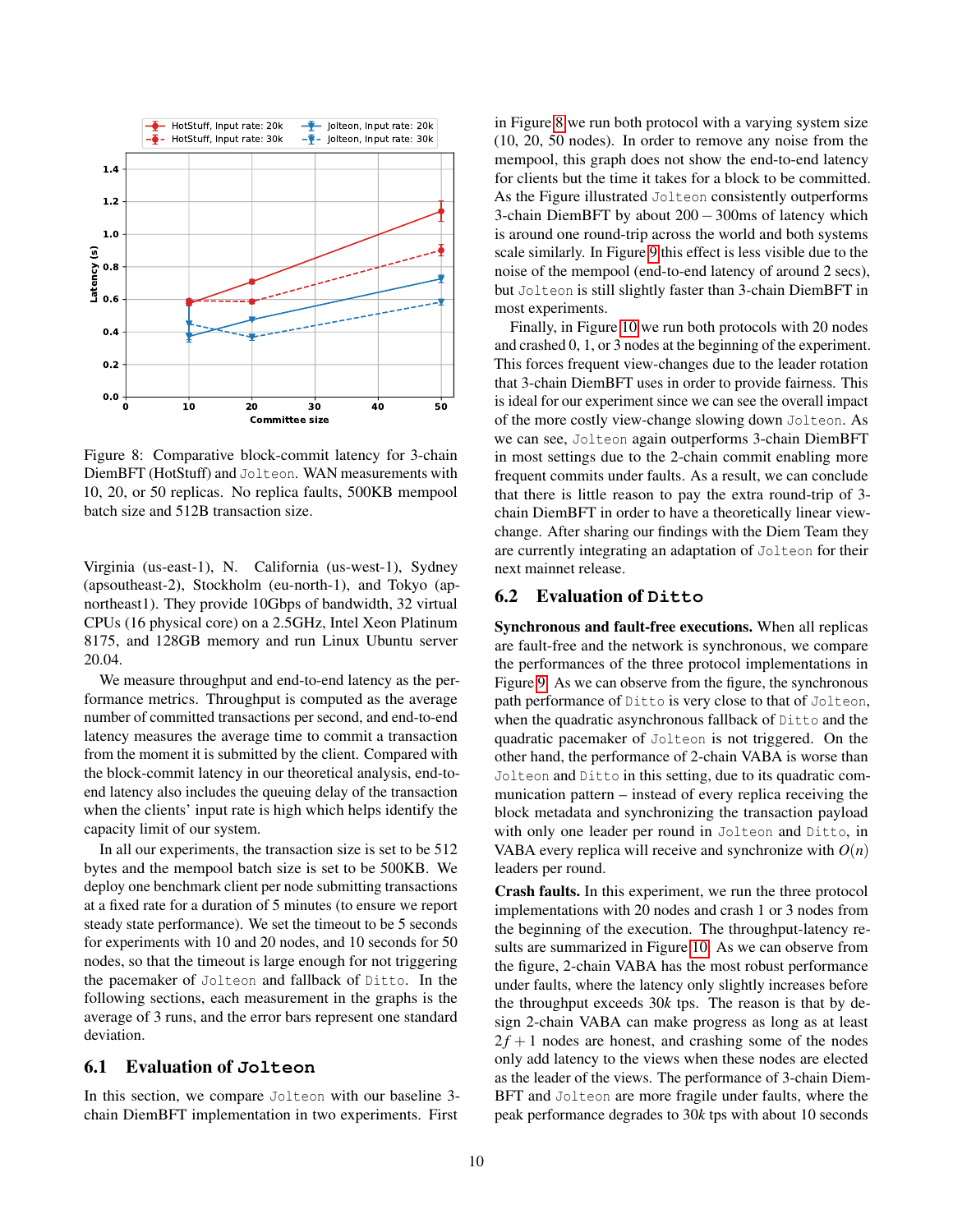Figure 8: Comparative block-commit latency for 3-chain DiemBFT (HotStuff) and Jolteon. WAN measurements with 10, 20, or 50 replicas. No replica faults, 500KB mempool batch size and 512B transaction size.

Virginia (us-east-1), N. California (us-west-1), Sydney (apsoutheast-2), Stockholm (eu-north-1), and Tokyo (ap-northeast1). They provide 10Gbps of bandwidth, 32 virtual CPUs (16 physical core) on a 2.5GHz, Intel Xeon Platinum 8175, and 128GB memory and run Linux Ubuntu server 20.04.

We measure throughput and end-to-end latency as the performance metrics. Throughput is computed as the average number of committed transactions per second, and end-to-end latency measures the average time to commit a transaction from the moment it is submitted by the client. Compared with the block-commit latency in our theoretical analysis, end-to-end latency also includes the queuing delay of the transaction when the clients' input rate is high which helps identify the capacity limit of our system.

In all our experiments, the transaction size is set to be 512 bytes and the mempool batch size is set to be 500KB. We deploy one benchmark client per node submitting transactions at a fixed rate for a duration of 5 minutes (to ensure we report steady state performance). We set the timeout to be 5 seconds for experiments with 10 and 20 nodes, and 10 seconds for 50 nodes, so that the timeout is large enough for not triggering the pacemaker of Jolteon and fallback of Ditto. In the following sections, each measurement in the graphs is the average of 3 runs, and the error bars represent one standard deviation.

### 6.1 Evaluation of Jolteon

In this section, we compare Jolteon with our baseline 3-chain DiemBFT implementation in two experiments. First in Figure 8 we run both protocol with a varying system size (10, 20, 50 nodes). In order to remove any noise from the mempool, this graph does not show the end-to-end latency for clients but the time it takes for a block to be committed. As the Figure illustrated Jolteon consistently outperforms 3-chain DiemBFT by about 200 – 300ms of latency which is around one round-trip across the world and both systems scale similarly. In Figure 9 this effect is less visible due to the noise of the mempool (end-to-end latency of around 2 secs), but Jolteon is still slightly faster than 3-chain DiemBFT in most experiments.

Finally, in Figure 10 we run both protocols with 20 nodes and crashed 0, 1, or 3 nodes at the beginning of the experiment. This forces frequent view-changes due to the leader rotation that 3-chain DiemBFT uses in order to provide fairness. This is ideal for our experiment since we can see the overall impact of the more costly view-change slowing down Jolteon. As we can see, Jolteon again outperforms 3-chain DiemBFT in most settings due to the 2-chain commit enabling more frequent commits under faults. As a result, we can conclude that there is little reason to pay the extra round-trip of 3-chain DiemBFT in order to have a theoretically linear view-change. After sharing our findings with the Diem Team they are currently integrating an adaptation of Jolteon for their next mainnet release.

### 6.2 Evaluation of Ditto

**Synchronous and fault-free executions.** When all replicas are fault-free and the network is synchronous, we compare the performances of the three protocol implementations in Figure 9. As we can observe from the figure, the synchronous path performance of Ditto is very close to that of Jolteon, when the quadratic asynchronous fallback of Ditto and the quadratic pacemaker of Jolteon is not triggered. On the other hand, the performance of 2-chain VABA is worse than Jolteon and Ditto in this setting, due to its quadratic communication pattern – instead of every replica receiving the block metadata and synchronizing the transaction payload with only one leader per round in Jolteon and Ditto, in VABA every replica will receive and synchronize with $O(n)$ leaders per round.

**Crash faults.** In this experiment, we run the three protocol implementations with 20 nodes and crash 1 or 3 nodes from the beginning of the execution. The throughput-latency results are summarized in Figure 10. As we can observe from the figure, 2-chain VABA has the most robust performance under faults, where the latency only slightly increases before the throughput exceeds 30$k$ tps. The reason is that by design 2-chain VABA can make progress as long as at least $2f+1$ nodes are honest, and crashing some of the nodes only add latency to the views when these nodes are elected as the leader of the views. The performance of 3-chain DiemBFT and Jolteon are more fragile under faults, where the peak performance degrades to 30$k$ tps with about 10 seconds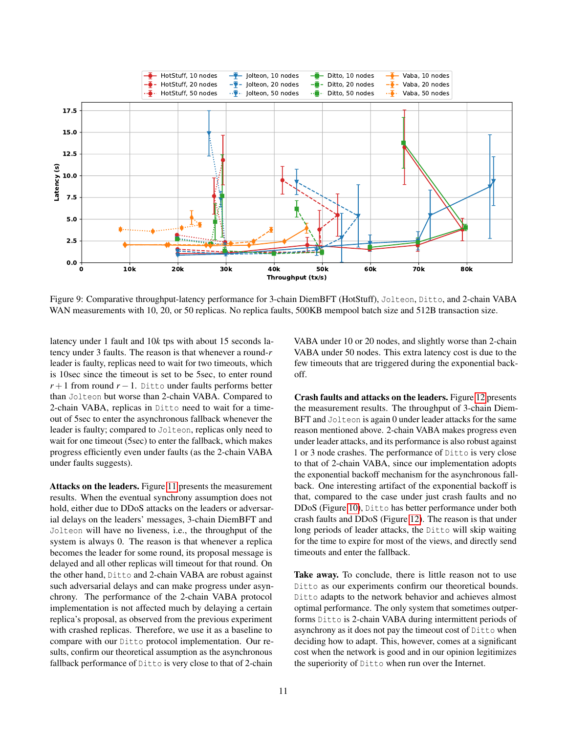Figure 9: Comparative throughput-latency performance for 3-chain DiemBFT (HotStuff), Jolteon, Ditto, and 2-chain VABA WAN measurements with 10, 20, or 50 replicas. No replica faults, 500KB mempool batch size and 512B transaction size.

latency under 1 fault and $10k$ tps with about 15 seconds latency under 3 faults. The reason is that whenever a round-$r$ leader is faulty, replicas need to wait for two timeouts, which is 10sec since the timeout is set to be 5sec, to enter round $r+1$ from round $r-1$. Ditto under faults performs better than Jolteon but worse than 2-chain VABA. Compared to 2-chain VABA, replicas in Ditto need to wait for a timeout of 5sec to enter the asynchronous fallback whenever the leader is faulty; compared to Jolteon, replicas only need to wait for one timeout (5sec) to enter the fallback, which makes progress efficiently even under faults (as the 2-chain VABA under faults suggests).

**Attacks on the leaders.** Figure 11 presents the measurement results. When the eventual synchrony assumption does not hold, either due to DDoS attacks on the leaders or adversarial delays on the leaders' messages, 3-chain DiemBFT and Jolteon will have no liveness, i.e., the throughput of the system is always 0. The reason is that whenever a replica becomes the leader for some round, its proposal message is delayed and all other replicas will timeout for that round. On the other hand, Ditto and 2-chain VABA are robust against such adversarial delays and can make progress under asynchrony. The performance of the 2-chain VABA protocol implementation is not affected much by delaying a certain replica's proposal, as observed from the previous experiment with crashed replicas. Therefore, we use it as a baseline to compare with our Ditto protocol implementation. Our results, confirm our theoretical assumption as the asynchronous fallback performance of Ditto is very close to that of 2-chain VABA under 10 or 20 nodes, and slightly worse than 2-chain VABA under 50 nodes. This extra latency cost is due to the few timeouts that are triggered during the exponential back-off.

**Crash faults and attacks on the leaders.** Figure 12 presents the measurement results. The throughput of 3-chain DiemBFT and Jolteon is again 0 under leader attacks for the same reason mentioned above. 2-chain VABA makes progress even under leader attacks, and its performance is also robust against 1 or 3 node crashes. The performance of Ditto is very close to that of 2-chain VABA, since our implementation adopts the exponential backoff mechanism for the asynchronous fallback. One interesting artifact of the exponential backoff is that, compared to the case under just crash faults and no DDoS (Figure 10), Ditto has better performance under both crash faults and DDoS (Figure 12). The reason is that under long periods of leader attacks, the Ditto will skip waiting for the time to expire for most of the views, and directly send timeouts and enter the fallback.

**Take away.** To conclude, there is little reason not to use Ditto as our experiments confirm our theoretical bounds. Ditto adapts to the network behavior and achieves almost optimal performance. The only system that sometimes outperforms Ditto is 2-chain VABA during intermittent periods of asynchrony as it does not pay the timeout cost of Ditto when deciding how to adapt. This, however, comes at a significant cost when the network is good and in our opinion legitimizes the superiority of Ditto when run over the Internet.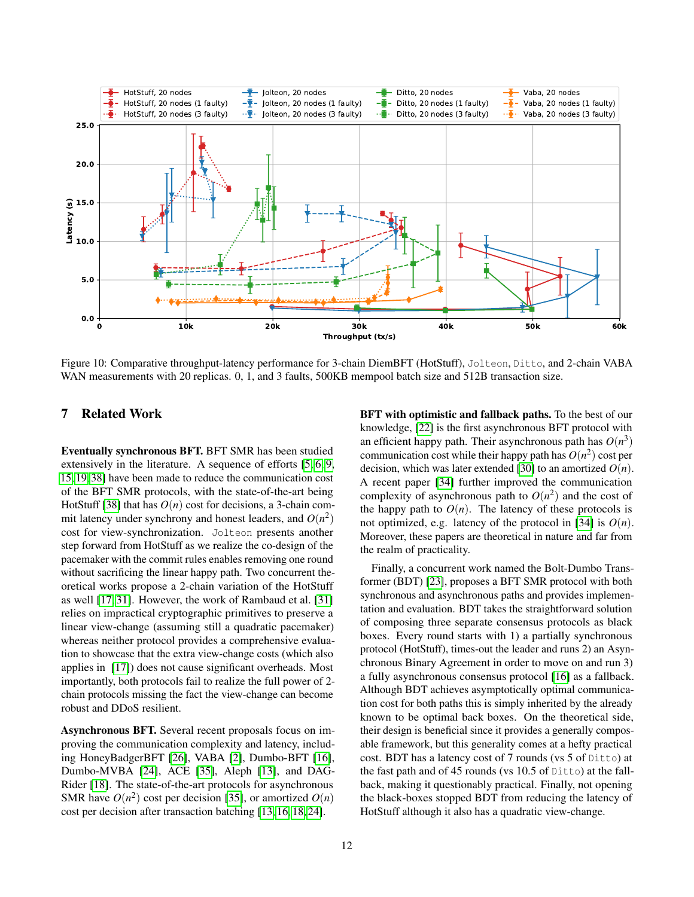Figure 10: Comparative throughput-latency performance for 3-chain DiemBFT (HotStuff), `Jolteon`, `Ditto`, and 2-chain VABA WAN measurements with 20 replicas. 0, 1, and 3 faults, 500KB mempool batch size and 512B transaction size.

## 7 Related Work

**Eventually synchronous BFT.** BFT SMR has been studied extensively in the literature. A sequence of efforts [5, 6, 9, 15, 19, 38] have been made to reduce the communication cost of the BFT SMR protocols, with the state-of-the-art being HotStuff [38] that has $O(n)$ cost for decisions, a 3-chain commit latency under synchrony and honest leaders, and $O(n^2)$ cost for view-synchronization. `Jolteon` presents another step forward from HotStuff as we realize the co-design of the pacemaker with the commit rules enables removing one round without sacrificing the linear happy path. Two concurrent theoretical works propose a 2-chain variation of the HotStuff as well [17, 31]. However, the work of Rambaud et al. [31] relies on impractical cryptographic primitives to preserve a linear view-change (assuming still a quadratic pacemaker) whereas neither protocol provides a comprehensive evaluation to showcase that the extra view-change costs (which also applies in [17]) does not cause significant overheads. Most importantly, both protocols fail to realize the full power of 2-chain protocols missing the fact the view-change can become robust and DDoS resilient.

**Asynchronous BFT.** Several recent proposals focus on improving the communication complexity and latency, including HoneyBadgerBFT [26], VABA [2], Dumbo-BFT [16], Dumbo-MVBA [24], ACE [35], Aleph [13], and DAG-Rider [18]. The state-of-the-art protocols for asynchronous SMR have $O(n^2)$ cost per decision [35], or amortized $O(n)$ cost per decision after transaction batching [13, 16, 18, 24].

**BFT with optimistic and fallback paths.** To the best of our knowledge, [22] is the first asynchronous BFT protocol with an efficient happy path. Their asynchronous path has $O(n^3)$ communication cost while their happy path has $O(n^2)$ cost per decision, which was later extended [30] to an amortized $O(n)$. A recent paper [34] further improved the communication complexity of asynchronous path to $O(n^2)$ and the cost of the happy path to $O(n)$. The latency of these protocols is not optimized, e.g. latency of the protocol in [34] is $O(n)$. Moreover, these papers are theoretical in nature and far from the realm of practicality.

Finally, a concurrent work named the Bolt-Dumbo Transformer (BDT) [23], proposes a BFT SMR protocol with both synchronous and asynchronous paths and provides implementation and evaluation. BDT takes the straightforward solution of composing three separate consensus protocols as black boxes. Every round starts with 1) a partially synchronous protocol (HotStuff), times-out the leader and runs 2) an Asynchronous Binary Agreement in order to move on and run 3) a fully asynchronous consensus protocol [16] as a fallback. Although BDT achieves asymptotically optimal communication cost for both paths this is simply inherited by the already known to be optimal back boxes. On the theoretical side, their design is beneficial since it provides a generally composable framework, but this generality comes at a hefty practical cost. BDT has a latency cost of 7 rounds (vs 5 of `Ditto`) at the fast path and of 45 rounds (vs 10.5 of `Ditto`) at the fallback, making it questionably practical. Finally, not opening the black-boxes stopped BDT from reducing the latency of HotStuff although it also has a quadratic view-change.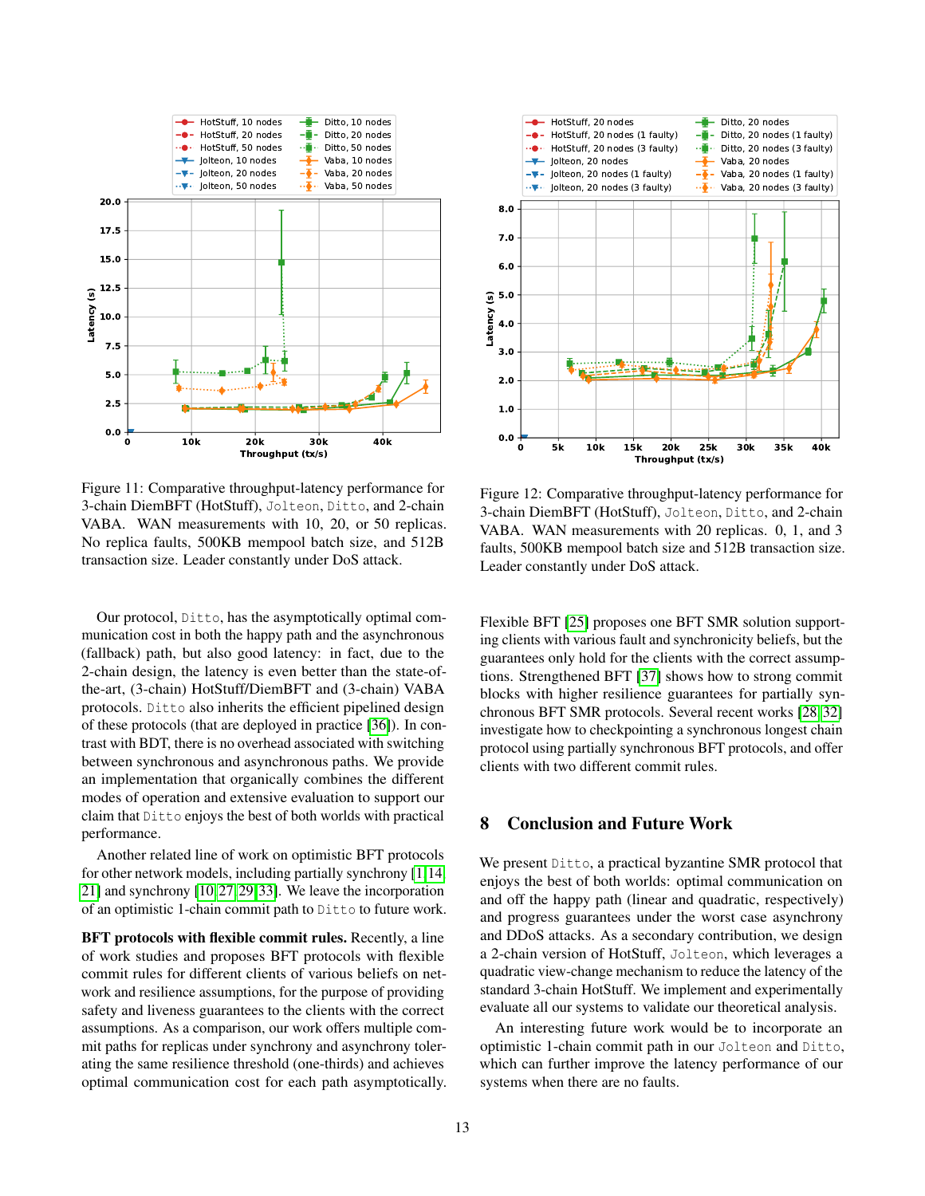Figure 11: Comparative throughput-latency performance for 3-chain DiemBFT (HotStuff), Jolteon, Ditto, and 2-chain VABA. WAN measurements with 10, 20, or 50 replicas. No replica faults, 500KB mempool batch size, and 512B transaction size. Leader constantly under DoS attack.

Figure 12: Comparative throughput-latency performance for 3-chain DiemBFT (HotStuff), Jolteon, Ditto, and 2-chain VABA. WAN measurements with 20 replicas. 0, 1, and 3 faults, 500KB mempool batch size and 512B transaction size. Leader constantly under DoS attack.

Our protocol, Ditto, has the asymptotically optimal communication cost in both the happy path and the asynchronous (fallback) path, but also good latency: in fact, due to the 2-chain design, the latency is even better than the state-of-the-art, (3-chain) HotStuff/DiemBFT and (3-chain) VABA protocols. Ditto also inherits the efficient pipelined design of these protocols (that are deployed in practice [36]). In contrast with BDT, there is no overhead associated with switching between synchronous and asynchronous paths. We provide an implementation that organically combines the different modes of operation and extensive evaluation to support our claim that Ditto enjoys the best of both worlds with practical performance.

Another related line of work on optimistic BFT protocols for other network models, including partially synchrony [1, 14, 21] and synchrony [10, 27, 29, 33]. We leave the incorporation of an optimistic 1-chain commit path to Ditto to future work.

**BFT protocols with flexible commit rules.** Recently, a line of work studies and proposes BFT protocols with flexible commit rules for different clients of various beliefs on network and resilience assumptions, for the purpose of providing safety and liveness guarantees to the clients with the correct assumptions. As a comparison, our work offers multiple commit paths for replicas under synchrony and asynchrony tolerating the same resilience threshold (one-thirds) and achieves optimal communication cost for each path asymptotically.

Flexible BFT [25] proposes one BFT SMR solution supporting clients with various fault and synchronicity beliefs, but the guarantees only hold for the clients with the correct assumptions. Strengthened BFT [37] shows how to strong commit blocks with higher resilience guarantees for partially synchronous BFT SMR protocols. Several recent works [28, 32] investigate how to checkpointing a synchronous longest chain protocol using partially synchronous BFT protocols, and offer clients with two different commit rules.

## 8 Conclusion and Future Work

We present Ditto, a practical byzantine SMR protocol that enjoys the best of both worlds: optimal communication on and off the happy path (linear and quadratic, respectively) and progress guarantees under the worst case asynchrony and DDoS attacks. As a secondary contribution, we design a 2-chain version of HotStuff, Jolteon, which leverages a quadratic view-change mechanism to reduce the latency of the standard 3-chain HotStuff. We implement and experimentally evaluate all our systems to validate our theoretical analysis.

An interesting future work would be to incorporate an optimistic 1-chain commit path in our Jolteon and Ditto, which can further improve the latency performance of our systems when there are no faults.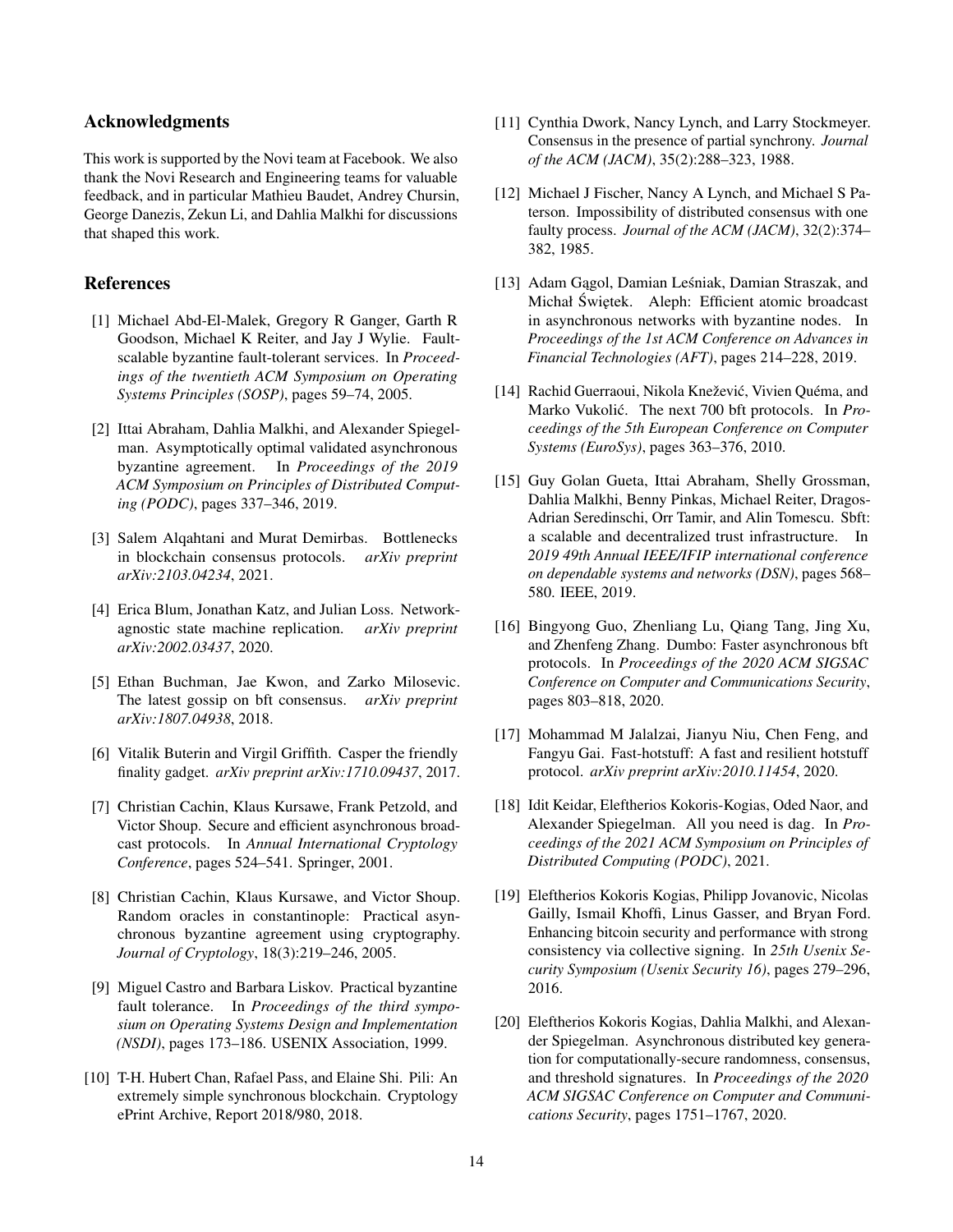## Acknowledgments

This work is supported by the Novi team at Facebook. We also thank the Novi Research and Engineering teams for valuable feedback, and in particular Mathieu Baudet, Andrey Chursin, George Danezis, Zekun Li, and Dahlia Malkhi for discussions that shaped this work.

## References

[1] Michael Abd-El-Malek, Gregory R Ganger, Garth R Goodson, Michael K Reiter, and Jay J Wylie. Fault-scalable byzantine fault-tolerant services. In *Proceedings of the twentieth ACM Symposium on Operating Systems Principles (SOSP)*, pages 59–74, 2005.

[2] Ittai Abraham, Dahlia Malkhi, and Alexander Spiegelman. Asymptotically optimal validated asynchronous byzantine agreement. In *Proceedings of the 2019 ACM Symposium on Principles of Distributed Computing (PODC)*, pages 337–346, 2019.

[3] Salem Alqahtani and Murat Demirbas. Bottlenecks in blockchain consensus protocols. *arXiv preprint arXiv:2103.04234*, 2021.

[4] Erica Blum, Jonathan Katz, and Julian Loss. Network-agnostic state machine replication. *arXiv preprint arXiv:2002.03437*, 2020.

[5] Ethan Buchman, Jae Kwon, and Zarko Milosevic. The latest gossip on bft consensus. *arXiv preprint arXiv:1807.04938*, 2018.

[6] Vitalik Buterin and Virgil Griffith. Casper the friendly finality gadget. *arXiv preprint arXiv:1710.09437*, 2017.

[7] Christian Cachin, Klaus Kursawe, Frank Petzold, and Victor Shoup. Secure and efficient asynchronous broadcast protocols. In *Annual International Cryptology Conference*, pages 524–541. Springer, 2001.

[8] Christian Cachin, Klaus Kursawe, and Victor Shoup. Random oracles in constantinople: Practical asynchronous byzantine agreement using cryptography. *Journal of Cryptology*, 18(3):219–246, 2005.

[9] Miguel Castro and Barbara Liskov. Practical byzantine fault tolerance. In *Proceedings of the third symposium on Operating Systems Design and Implementation (NSDI)*, pages 173–186. USENIX Association, 1999.

[10] T-H. Hubert Chan, Rafael Pass, and Elaine Shi. Pili: An extremely simple synchronous blockchain. Cryptology ePrint Archive, Report 2018/980, 2018.

[11] Cynthia Dwork, Nancy Lynch, and Larry Stockmeyer. Consensus in the presence of partial synchrony. *Journal of the ACM (JACM)*, 35(2):288–323, 1988.

[12] Michael J Fischer, Nancy A Lynch, and Michael S Paterson. Impossibility of distributed consensus with one faulty process. *Journal of the ACM (JACM)*, 32(2):374–382, 1985.

[13] Adam Gągol, Damian Leśniak, Damian Straszak, and Michał Świętek. Aleph: Efficient atomic broadcast in asynchronous networks with byzantine nodes. In *Proceedings of the 1st ACM Conference on Advances in Financial Technologies (AFT)*, pages 214–228, 2019.

[14] Rachid Guerraoui, Nikola Knežević, Vivien Quéma, and Marko Vukolić. The next 700 bft protocols. In *Proceedings of the 5th European Conference on Computer Systems (EuroSys)*, pages 363–376, 2010.

[15] Guy Golan Gueta, Ittai Abraham, Shelly Grossman, Dahlia Malkhi, Benny Pinkas, Michael Reiter, Dragos-Adrian Seredinschi, Orr Tamir, and Alin Tomescu. Sbft: a scalable and decentralized trust infrastructure. In *2019 49th Annual IEEE/IFIP international conference on dependable systems and networks (DSN)*, pages 568–580. IEEE, 2019.

[16] Bingyong Guo, Zhenliang Lu, Qiang Tang, Jing Xu, and Zhenfeng Zhang. Dumbo: Faster asynchronous bft protocols. In *Proceedings of the 2020 ACM SIGSAC Conference on Computer and Communications Security*, pages 803–818, 2020.

[17] Mohammad M Jalalzai, Jianyu Niu, Chen Feng, and Fangyu Gai. Fast-hotstuff: A fast and resilient hotstuff protocol. *arXiv preprint arXiv:2010.11454*, 2020.

[18] Idit Keidar, Eleftherios Kokoris-Kogias, Oded Naor, and Alexander Spiegelman. All you need is dag. In *Proceedings of the 2021 ACM Symposium on Principles of Distributed Computing (PODC)*, 2021.

[19] Eleftherios Kokoris Kogias, Philipp Jovanovic, Nicolas Gailly, Ismail Khoffi, Linus Gasser, and Bryan Ford. Enhancing bitcoin security and performance with strong consistency via collective signing. In *25th Usenix Security Symposium (Usenix Security 16)*, pages 279–296, 2016.

[20] Eleftherios Kokoris Kogias, Dahlia Malkhi, and Alexander Spiegelman. Asynchronous distributed key generation for computationally-secure randomness, consensus, and threshold signatures. In *Proceedings of the 2020 ACM SIGSAC Conference on Computer and Communications Security*, pages 1751–1767, 2020.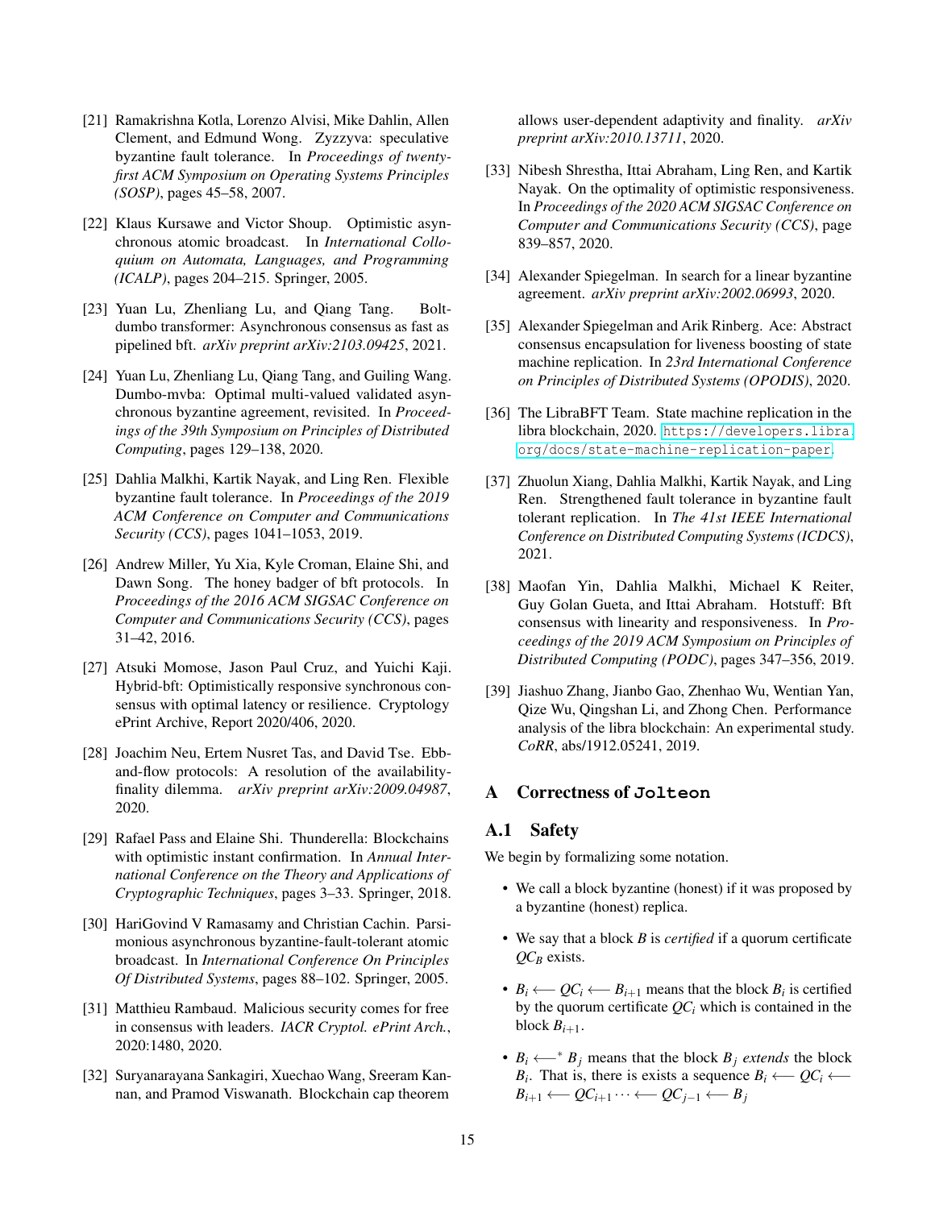[21] Ramakrishna Kotla, Lorenzo Alvisi, Mike Dahlin, Allen Clement, and Edmund Wong. Zyzzyva: speculative byzantine fault tolerance. In *Proceedings of twenty-first ACM Symposium on Operating Systems Principles (SOSP)*, pages 45–58, 2007.

[22] Klaus Kursawe and Victor Shoup. Optimistic asynchronous atomic broadcast. In *International Colloquium on Automata, Languages, and Programming (ICALP)*, pages 204–215. Springer, 2005.

[23] Yuan Lu, Zhenliang Lu, and Qiang Tang. Boltdumbo transformer: Asynchronous consensus as fast as pipelined bft. *arXiv preprint arXiv:2103.09425*, 2021.

[24] Yuan Lu, Zhenliang Lu, Qiang Tang, and Guiling Wang. Dumbo-mvba: Optimal multi-valued validated asynchronous byzantine agreement, revisited. In *Proceedings of the 39th Symposium on Principles of Distributed Computing*, pages 129–138, 2020.

[25] Dahlia Malkhi, Kartik Nayak, and Ling Ren. Flexible byzantine fault tolerance. In *Proceedings of the 2019 ACM Conference on Computer and Communications Security (CCS)*, pages 1041–1053, 2019.

[26] Andrew Miller, Yu Xia, Kyle Croman, Elaine Shi, and Dawn Song. The honey badger of bft protocols. In *Proceedings of the 2016 ACM SIGSAC Conference on Computer and Communications Security (CCS)*, pages 31–42, 2016.

[27] Atsuki Momose, Jason Paul Cruz, and Yuichi Kaji. Hybrid-bft: Optimistically responsive synchronous consensus with optimal latency or resilience. Cryptology ePrint Archive, Report 2020/406, 2020.

[28] Joachim Neu, Ertem Nusret Tas, and David Tse. Ebb-and-flow protocols: A resolution of the availability-finality dilemma. *arXiv preprint arXiv:2009.04987*, 2020.

[29] Rafael Pass and Elaine Shi. Thunderella: Blockchains with optimistic instant confirmation. In *Annual International Conference on the Theory and Applications of Cryptographic Techniques*, pages 3–33. Springer, 2018.

[30] HariGovind V Ramasamy and Christian Cachin. Parsimonious asynchronous byzantine-fault-tolerant atomic broadcast. In *International Conference On Principles Of Distributed Systems*, pages 88–102. Springer, 2005.

[31] Matthieu Rambaud. Malicious security comes for free in consensus with leaders. *IACR Cryptol. ePrint Arch.*, 2020:1480, 2020.

[32] Suryanarayana Sankagiri, Xuechao Wang, Sreeram Kannan, and Pramod Viswanath. Blockchain cap theorem allows user-dependent adaptivity and finality. *arXiv preprint arXiv:2010.13711*, 2020.

[33] Nibesh Shrestha, Ittai Abraham, Ling Ren, and Kartik Nayak. On the optimality of optimistic responsiveness. In *Proceedings of the 2020 ACM SIGSAC Conference on Computer and Communications Security (CCS)*, page 839–857, 2020.

[34] Alexander Spiegelman. In search for a linear byzantine agreement. *arXiv preprint arXiv:2002.06993*, 2020.

[35] Alexander Spiegelman and Arik Rinberg. Ace: Abstract consensus encapsulation for liveness boosting of state machine replication. In *23rd International Conference on Principles of Distributed Systems (OPODIS)*, 2020.

[36] The LibraBFT Team. State machine replication in the libra blockchain, 2020. https://developers.libra.org/docs/state-machine-replication-paper.

[37] Zhuolun Xiang, Dahlia Malkhi, Kartik Nayak, and Ling Ren. Strengthened fault tolerance in byzantine fault tolerant replication. In *The 41st IEEE International Conference on Distributed Computing Systems (ICDCS)*, 2021.

[38] Maofan Yin, Dahlia Malkhi, Michael K Reiter, Guy Golan Gueta, and Ittai Abraham. Hotstuff: Bft consensus with linearity and responsiveness. In *Proceedings of the 2019 ACM Symposium on Principles of Distributed Computing (PODC)*, pages 347–356, 2019.

[39] Jiashuo Zhang, Jianbo Gao, Zhenhao Wu, Wentian Yan, Qize Wu, Qingshan Li, and Zhong Chen. Performance analysis of the libra blockchain: An experimental study. *CoRR*, abs/1912.05241, 2019.

# A Correctness of `Jolteon`

## A.1 Safety

We begin by formalizing some notation.

- We call a block byzantine (honest) if it was proposed by a byzantine (honest) replica.
- We say that a block $B$ is *certified* if a quorum certificate $QC_B$ exists.
- $B_i \longleftarrow QC_i \longleftarrow B_{i+1}$ means that the block $B_i$ is certified by the quorum certificate $QC_i$ which is contained in the block $B_{i+1}$.
- $B_i \longleftarrow^* B_j$ means that the block $B_j$ *extends* the block $B_i$. That is, there is exists a sequence $B_i \longleftarrow QC_i \longleftarrow B_{i+1} \longleftarrow QC_{i+1} \cdots \longleftarrow QC_{j-1} \longleftarrow B_j$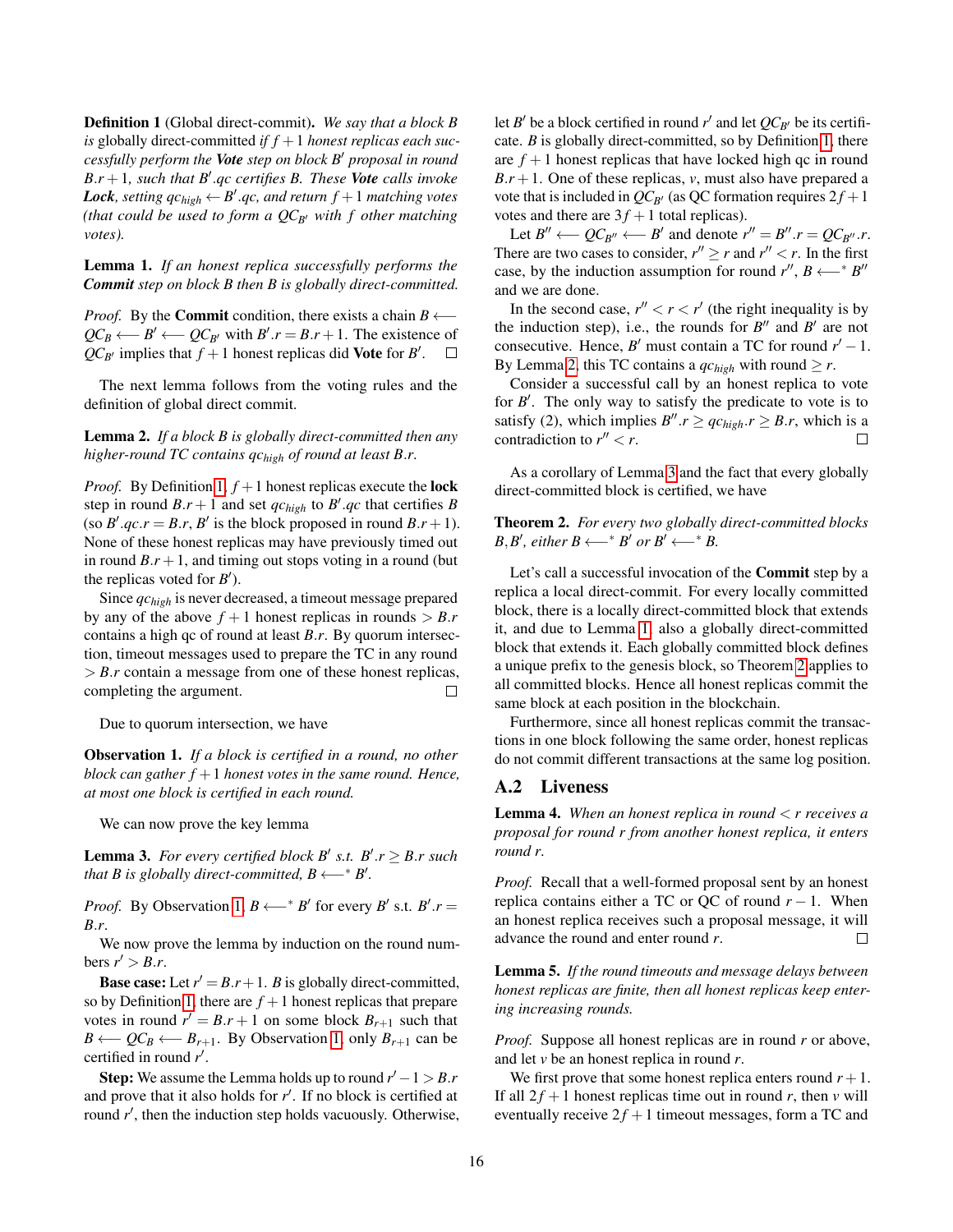**Definition 1** (Global direct-commit). *We say that a block $B$ is* globally direct-committed *if $f+1$ honest replicas each successfully perform the **Vote** step on block $B'$ proposal in round $B.r+1$, such that $B'.qc$ certifies $B$. These **Vote** calls invoke **Lock**, setting $qc_{high} \leftarrow B'.qc$, and return $f+1$ matching votes (that could be used to form a $QC_{B'}$ with $f$ other matching votes).*

**Lemma 1.** *If an honest replica successfully performs the **Commit** step on block $B$ then $B$ is globally direct-committed.*

*Proof.* By the **Commit** condition, there exists a chain $B \longleftarrow QC_B \longleftarrow B' \longleftarrow QC_{B'}$ with $B'.r = B.r+1$. The existence of $QC_{B'}$ implies that $f+1$ honest replicas did **Vote** for $B'$. □

The next lemma follows from the voting rules and the definition of global direct commit.

**Lemma 2.** *If a block $B$ is globally direct-committed then any higher-round TC contains $qc_{high}$ of round at least $B.r$.*

*Proof.* By Definition 1, $f+1$ honest replicas execute the **lock** step in round $B.r+1$ and set $qc_{high}$ to $B'.qc$ that certifies $B$ (so $B'.qc.r = B.r$, $B'$ is the block proposed in round $B.r+1$). None of these honest replicas may have previously timed out in round $B.r+1$, and timing out stops voting in a round (but the replicas voted for $B'$).

Since $qc_{high}$ is never decreased, a timeout message prepared by any of the above $f+1$ honest replicas in rounds $> B.r$ contains a high qc of round at least $B.r$. By quorum intersection, timeout messages used to prepare the TC in any round $> B.r$ contain a message from one of these honest replicas, completing the argument. □

Due to quorum intersection, we have

**Observation 1.** *If a block is certified in a round, no other block can gather $f+1$ honest votes in the same round. Hence, at most one block is certified in each round.*

We can now prove the key lemma

**Lemma 3.** *For every certified block $B'$ s.t. $B'.r \geq B.r$ such that $B$ is globally direct-committed, $B \longleftarrow^* B'$.*

*Proof.* By Observation 1, $B \longleftarrow^* B'$ for every $B'$ s.t. $B'.r = B.r$.

We now prove the lemma by induction on the round numbers $r' > B.r$.

**Base case:** Let $r' = B.r+1$. $B$ is globally direct-committed, so by Definition 1, there are $f+1$ honest replicas that prepare votes in round $r' = B.r+1$ on some block $B_{r+1}$ such that $B \longleftarrow QC_B \longleftarrow B_{r+1}$. By Observation 1, only $B_{r+1}$ can be certified in round $r'$.

**Step:** We assume the Lemma holds up to round $r'-1 > B.r$ and prove that it also holds for $r'$. If no block is certified at round $r'$, then the induction step holds vacuously. Otherwise, let $B'$ be a block certified in round $r'$ and let $QC_{B'}$ be its certificate. $B$ is globally direct-committed, so by Definition 1, there are $f+1$ honest replicas that have locked high qc in round $B.r+1$. One of these replicas, $v$, must also have prepared a vote that is included in $QC_{B'}$ (as QC formation requires $2f+1$ votes and there are $3f+1$ total replicas).

Let $B'' \longleftarrow QC_{B''} \longleftarrow B'$ and denote $r'' = B''.r = QC_{B''}.r$. There are two cases to consider, $r'' \geq r$ and $r'' < r$. In the first case, by the induction assumption for round $r''$, $B \longleftarrow^* B''$ and we are done.

In the second case, $r'' < r < r'$ (the right inequality is by the induction step), i.e., the rounds for $B''$ and $B'$ are not consecutive. Hence, $B'$ must contain a TC for round $r'-1$. By Lemma 2, this TC contains a $qc_{high}$ with round $\geq r$.

Consider a successful call by an honest replica to vote for $B'$. The only way to satisfy the predicate to vote is to satisfy (2), which implies $B''.r \geq qc_{high}.r \geq B.r$, which is a contradiction to $r'' < r$. □

As a corollary of Lemma 3 and the fact that every globally direct-committed block is certified, we have

**Theorem 2.** *For every two globally direct-committed blocks $B, B'$, either $B \longleftarrow^* B'$ or $B' \longleftarrow^* B$.*

Let's call a successful invocation of the **Commit** step by a replica a local direct-commit. For every locally committed block, there is a locally direct-committed block that extends it, and due to Lemma 1, also a globally direct-committed block that extends it. Each globally committed block defines a unique prefix to the genesis block, so Theorem 2 applies to all committed blocks. Hence all honest replicas commit the same block at each position in the blockchain.

Furthermore, since all honest replicas commit the transactions in one block following the same order, honest replicas do not commit different transactions at the same log position.

## A.2 Liveness

**Lemma 4.** *When an honest replica in round $< r$ receives a proposal for round $r$ from another honest replica, it enters round $r$.*

*Proof.* Recall that a well-formed proposal sent by an honest replica contains either a TC or QC of round $r-1$. When an honest replica receives such a proposal message, it will advance the round and enter round $r$. □

**Lemma 5.** *If the round timeouts and message delays between honest replicas are finite, then all honest replicas keep entering increasing rounds.*

*Proof.* Suppose all honest replicas are in round $r$ or above, and let $v$ be an honest replica in round $r$.

We first prove that some honest replica enters round $r+1$. If all $2f+1$ honest replicas time out in round $r$, then $v$ will eventually receive $2f+1$ timeout messages, form a TC and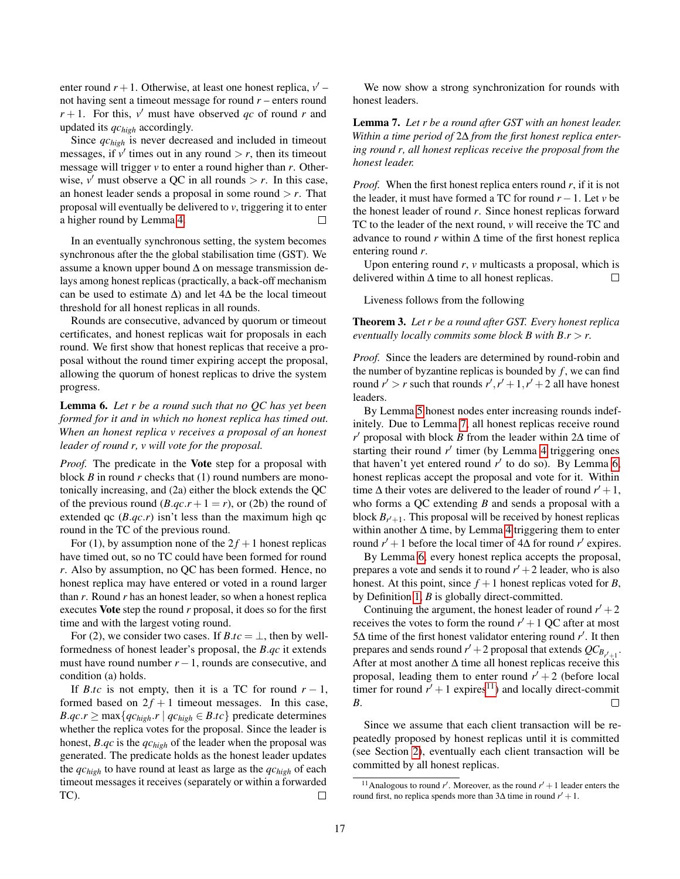enter round $r+1$. Otherwise, at least one honest replica, $v'$ – not having sent a timeout message for round $r$ – enters round $r+1$. For this, $v'$ must have observed $qc$ of round $r$ and updated its $qc_{high}$ accordingly.

Since $qc_{high}$ is never decreased and included in timeout messages, if $v'$ times out in any round $> r$, then its timeout message will trigger $v$ to enter a round higher than $r$. Otherwise, $v'$ must observe a QC in all rounds $> r$. In this case, an honest leader sends a proposal in some round $> r$. That proposal will eventually be delivered to $v$, triggering it to enter a higher round by Lemma 4. □

In an eventually synchronous setting, the system becomes synchronous after the the global stabilisation time (GST). We assume a known upper bound $\Delta$ on message transmission delays among honest replicas (practically, a back-off mechanism can be used to estimate $\Delta$) and let $4\Delta$ be the local timeout threshold for all honest replicas in all rounds.

Rounds are consecutive, advanced by quorum or timeout certificates, and honest replicas wait for proposals in each round. We first show that honest replicas that receive a proposal without the round timer expiring accept the proposal, allowing the quorum of honest replicas to drive the system progress.

**Lemma 6.** *Let $r$ be a round such that no QC has yet been formed for it and in which no honest replica has timed out. When an honest replica $v$ receives a proposal of an honest leader of round $r$, $v$ will vote for the proposal.*

*Proof.* The predicate in the **Vote** step for a proposal with block $B$ in round $r$ checks that (1) round numbers are monotonically increasing, and (2a) either the block extends the QC of the previous round ($B.qc.r+1 = r$), or (2b) the round of extended qc ($B.qc.r$) isn't less than the maximum high qc round in the TC of the previous round.

For (1), by assumption none of the $2f+1$ honest replicas have timed out, so no TC could have been formed for round $r$. Also by assumption, no QC has been formed. Hence, no honest replica may have entered or voted in a round larger than $r$. Round $r$ has an honest leader, so when a honest replica executes **Vote** step the round $r$ proposal, it does so for the first time and with the largest voting round.

For (2), we consider two cases. If $B.tc = \perp$, then by well-formedness of honest leader's proposal, the $B.qc$ it extends must have round number $r-1$, rounds are consecutive, and condition (a) holds.

If $B.tc$ is not empty, then it is a TC for round $r-1$, formed based on $2f+1$ timeout messages. In this case, $B.qc.r \geq \max\{qc_{high}.r \mid qc_{high} \in B.tc\}$ predicate determines whether the replica votes for the proposal. Since the leader is honest, $B.qc$ is the $qc_{high}$ of the leader when the proposal was generated. The predicate holds as the honest leader updates the $qc_{high}$ to have round at least as large as the $qc_{high}$ of each timeout messages it receives (separately or within a forwarded TC). □

We now show a strong synchronization for rounds with honest leaders.

**Lemma 7.** *Let $r$ be a round after GST with an honest leader. Within a time period of $2\Delta$ from the first honest replica entering round $r$, all honest replicas receive the proposal from the honest leader.*

*Proof.* When the first honest replica enters round $r$, if it is not the leader, it must have formed a TC for round $r-1$. Let $v$ be the honest leader of round $r$. Since honest replicas forward TC to the leader of the next round, $v$ will receive the TC and advance to round $r$ within $\Delta$ time of the first honest replica entering round $r$.

Upon entering round $r$, $v$ multicasts a proposal, which is delivered within $\Delta$ time to all honest replicas. □

Liveness follows from the following

**Theorem 3.** *Let $r$ be a round after GST. Every honest replica eventually locally commits some block $B$ with $B.r > r$.*

*Proof.* Since the leaders are determined by round-robin and the number of byzantine replicas is bounded by $f$, we can find round $r' > r$ such that rounds $r', r'+1, r'+2$ all have honest leaders.

By Lemma 5 honest nodes enter increasing rounds indefinitely. Due to Lemma 7, all honest replicas receive round $r'$ proposal with block $B$ from the leader within $2\Delta$ time of starting their round $r'$ timer (by Lemma 4 triggering ones that haven't yet entered round $r'$ to do so). By Lemma 6, honest replicas accept the proposal and vote for it. Within time $\Delta$ their votes are delivered to the leader of round $r'+1$, who forms a QC extending $B$ and sends a proposal with a block $B_{r'+1}$. This proposal will be received by honest replicas within another $\Delta$ time, by Lemma 4 triggering them to enter round $r'+1$ before the local timer of $4\Delta$ for round $r'$ expires.

By Lemma 6, every honest replica accepts the proposal, prepares a vote and sends it to round $r'+2$ leader, who is also honest. At this point, since $f+1$ honest replicas voted for $B$, by Definition 1, $B$ is globally direct-committed.

Continuing the argument, the honest leader of round $r'+2$ receives the votes to form the round $r'+1$ QC after at most $5\Delta$ time of the first honest validator entering round $r'$. It then prepares and sends round $r'+2$ proposal that extends $QC_{B_{r'+1}}$. After at most another $\Delta$ time all honest replicas receive this proposal, leading them to enter round $r'+2$ (before local timer for round $r'+1$ expires[11]) and locally direct-commit $B$. □

Since we assume that each client transaction will be repeatedly proposed by honest replicas until it is committed (see Section 2), eventually each client transaction will be committed by all honest replicas.

[11] Analogous to round $r'$. Moreover, as the round $r'+1$ leader enters the round first, no replica spends more than $3\Delta$ time in round $r'+1$.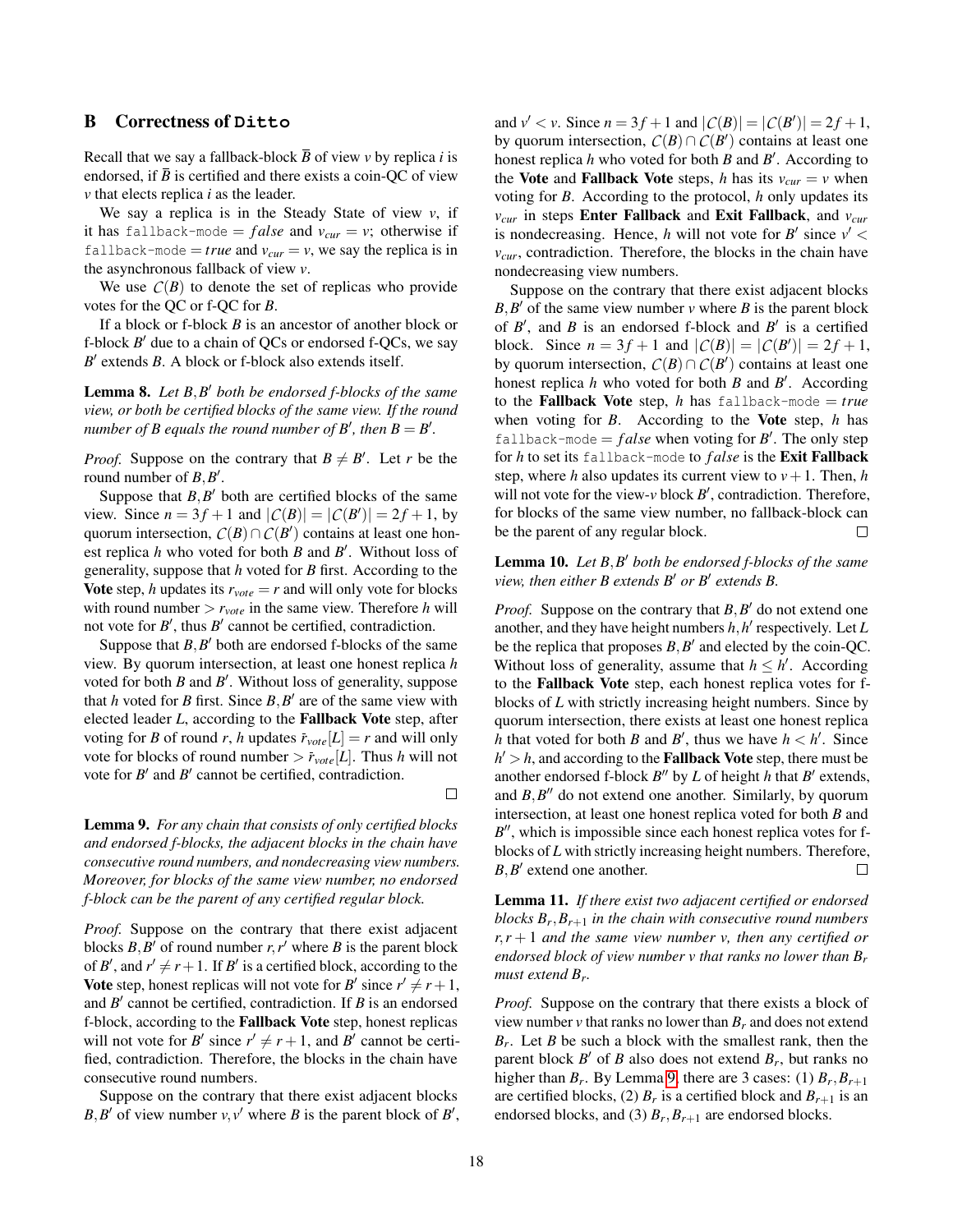## B Correctness of `Ditto`

Recall that we say a fallback-block $\overline{B}$ of view $v$ by replica $i$ is endorsed, if $\overline{B}$ is certified and there exists a coin-QC of view $v$ that elects replica $i$ as the leader.

We say a replica is in the Steady State of view $v$, if it has `fallback-mode` $= false$ and $v_{cur} = v$; otherwise if `fallback-mode` $= true$ and $v_{cur} = v$, we say the replica is in the asynchronous fallback of view $v$.

We use $\mathcal{C}(B)$ to denote the set of replicas who provide votes for the QC or f-QC for $B$.

If a block or f-block $B$ is an ancestor of another block or f-block $B'$ due to a chain of QCs or endorsed f-QCs, we say $B'$ extends $B$. A block or f-block also extends itself.

**Lemma 8.** *Let $B, B'$ both be endorsed f-blocks of the same view, or both be certified blocks of the same view. If the round number of $B$ equals the round number of $B'$, then $B = B'$.*

*Proof.* Suppose on the contrary that $B \neq B'$. Let $r$ be the round number of $B, B'$.

Suppose that $B, B'$ both are certified blocks of the same view. Since $n = 3f+1$ and $|\mathcal{C}(B)| = |\mathcal{C}(B')| = 2f+1$, by quorum intersection, $\mathcal{C}(B) \cap \mathcal{C}(B')$ contains at least one honest replica $h$ who voted for both $B$ and $B'$. Without loss of generality, suppose that $h$ voted for $B$ first. According to the **Vote** step, $h$ updates its $r_{vote} = r$ and will only vote for blocks with round number $> r_{vote}$ in the same view. Therefore $h$ will not vote for $B'$, thus $B'$ cannot be certified, contradiction.

Suppose that $B, B'$ both are endorsed f-blocks of the same view. By quorum intersection, at least one honest replica $h$ voted for both $B$ and $B'$. Without loss of generality, suppose that $h$ voted for $B$ first. Since $B, B'$ are of the same view with elected leader $L$, according to the **Fallback Vote** step, after voting for $B$ of round $r$, $h$ updates $\bar{r}_{vote}[L] = r$ and will only vote for blocks of round number $> \bar{r}_{vote}[L]$. Thus $h$ will not vote for $B'$ and $B'$ cannot be certified, contradiction. □

**Lemma 9.** *For any chain that consists of only certified blocks and endorsed f-blocks, the adjacent blocks in the chain have consecutive round numbers, and nondecreasing view numbers. Moreover, for blocks of the same view number, no endorsed f-block can be the parent of any certified regular block.*

*Proof.* Suppose on the contrary that there exist adjacent blocks $B, B'$ of round number $r, r'$ where $B$ is the parent block of $B'$, and $r' \neq r+1$. If $B'$ is a certified block, according to the **Vote** step, honest replicas will not vote for $B'$ since $r' \neq r+1$, and $B'$ cannot be certified, contradiction. If $B$ is an endorsed f-block, according to the **Fallback Vote** step, honest replicas will not vote for $B'$ since $r' \neq r+1$, and $B'$ cannot be certified, contradiction. Therefore, the blocks in the chain have consecutive round numbers.

Suppose on the contrary that there exist adjacent blocks $B, B'$ of view number $v, v'$ where $B$ is the parent block of $B'$, and $v' < v$. Since $n = 3f+1$ and $|\mathcal{C}(B)| = |\mathcal{C}(B')| = 2f+1$, by quorum intersection, $\mathcal{C}(B) \cap \mathcal{C}(B')$ contains at least one honest replica $h$ who voted for both $B$ and $B'$. According to the **Vote** and **Fallback Vote** steps, $h$ has its $v_{cur} = v$ when voting for $B$. According to the protocol, $h$ only updates its $v_{cur}$ in steps **Enter Fallback** and **Exit Fallback**, and $v_{cur}$ is nondecreasing. Hence, $h$ will not vote for $B'$ since $v' < v_{cur}$, contradiction. Therefore, the blocks in the chain have nondecreasing view numbers.

Suppose on the contrary that there exist adjacent blocks $B, B'$ of the same view number $v$ where $B$ is the parent block of $B'$, and $B$ is an endorsed f-block and $B'$ is a certified block. Since $n = 3f+1$ and $|\mathcal{C}(B)| = |\mathcal{C}(B')| = 2f+1$, by quorum intersection, $\mathcal{C}(B) \cap \mathcal{C}(B')$ contains at least one honest replica $h$ who voted for both $B$ and $B'$. According to the **Fallback Vote** step, $h$ has `fallback-mode` $= true$ when voting for $B$. According to the **Vote** step, $h$ has `fallback-mode` $= false$ when voting for $B'$. The only step for $h$ to set its `fallback-mode` to $false$ is the **Exit Fallback** step, where $h$ also updates its current view to $v+1$. Then, $h$ will not vote for the view-$v$ block $B'$, contradiction. Therefore, for blocks of the same view number, no fallback-block can be the parent of any regular block. □

**Lemma 10.** *Let $B, B'$ both be endorsed f-blocks of the same view, then either $B$ extends $B'$ or $B'$ extends $B$.*

*Proof.* Suppose on the contrary that $B, B'$ do not extend one another, and they have height numbers $h, h'$ respectively. Let $L$ be the replica that proposes $B, B'$ and elected by the coin-QC. Without loss of generality, assume that $h \leq h'$. According to the **Fallback Vote** step, each honest replica votes for f-blocks of $L$ with strictly increasing height numbers. Since by quorum intersection, there exists at least one honest replica $h$ that voted for both $B$ and $B'$, thus we have $h < h'$. Since $h' > h$, and according to the **Fallback Vote** step, there must be another endorsed f-block $B''$ by $L$ of height $h$ that $B'$ extends, and $B, B''$ do not extend one another. Similarly, by quorum intersection, at least one honest replica voted for both $B$ and $B''$, which is impossible since each honest replica votes for f-blocks of $L$ with strictly increasing height numbers. Therefore, $B, B'$ extend one another. □

**Lemma 11.** *If there exist two adjacent certified or endorsed blocks $B_r, B_{r+1}$ in the chain with consecutive round numbers $r, r+1$ and the same view number $v$, then any certified or endorsed block of view number $v$ that ranks no lower than $B_r$ must extend $B_r$.*

*Proof.* Suppose on the contrary that there exists a block of view number $v$ that ranks no lower than $B_r$ and does not extend $B_r$. Let $B$ be such a block with the smallest rank, then the parent block $B'$ of $B$ also does not extend $B_r$, but ranks no higher than $B_r$. By Lemma 9, there are 3 cases: (1) $B_r, B_{r+1}$ are certified blocks, (2) $B_r$ is a certified block and $B_{r+1}$ is an endorsed blocks, and (3) $B_r, B_{r+1}$ are endorsed blocks.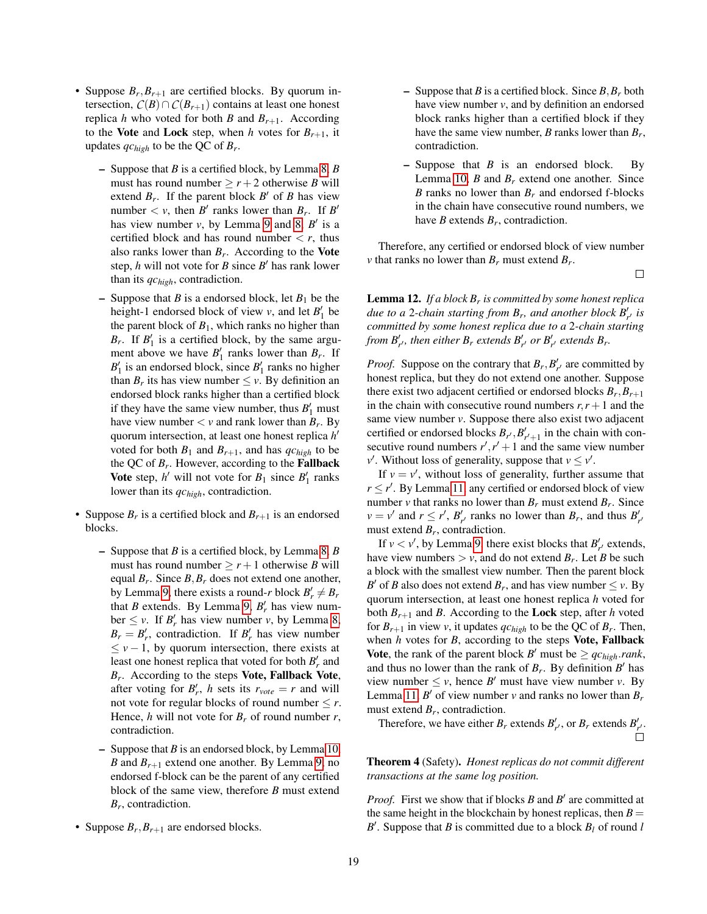- Suppose $B_r, B_{r+1}$ are certified blocks. By quorum intersection, $\mathcal{C}(B) \cap \mathcal{C}(B_{r+1})$ contains at least one honest replica $h$ who voted for both $B$ and $B_{r+1}$. According to the **Vote** and **Lock** step, when $h$ votes for $B_{r+1}$, it updates $qc_{high}$ to be the QC of $B_r$.

  - Suppose that $B$ is a certified block, by Lemma 8, $B$ must has round number $\geq r+2$ otherwise $B$ will extend $B_r$. If the parent block $B'$ of $B$ has view number $< v$, then $B'$ ranks lower than $B_r$. If $B'$ has view number $v$, by Lemma 9 and 8, $B'$ is a certified block and has round number $< r$, thus also ranks lower than $B_r$. According to the **Vote** step, $h$ will not vote for $B$ since $B'$ has rank lower than its $qc_{high}$, contradiction.

  - Suppose that $B$ is a endorsed block, let $B_1$ be the height-1 endorsed block of view $v$, and let $B_1'$ be the parent block of $B_1$, which ranks no higher than $B_r$. If $B_1'$ is a certified block, by the same argument above we have $B_1'$ ranks lower than $B_r$. If $B_1'$ is an endorsed block, since $B_1'$ ranks no higher than $B_r$ its has view number $\leq v$. By definition an endorsed block ranks higher than a certified block if they have the same view number, thus $B_1'$ must have view number $< v$ and rank lower than $B_r$. By quorum intersection, at least one honest replica $h'$ voted for both $B_1$ and $B_{r+1}$, and has $qc_{high}$ to be the QC of $B_r$. However, according to the **Fallback Vote** step, $h'$ will not vote for $B_1$ since $B_1'$ ranks lower than its $qc_{high}$, contradiction.

- Suppose $B_r$ is a certified block and $B_{r+1}$ is an endorsed blocks.

  - Suppose that $B$ is a certified block, by Lemma 8, $B$ must has round number $\geq r+1$ otherwise $B$ will equal $B_r$. Since $B, B_r$ does not extend one another, by Lemma 9, there exists a round-$r$ block $B_r' \neq B_r$ that $B$ extends. By Lemma 9, $B_r'$ has view number $\leq v$. If $B_r'$ has view number $v$, by Lemma 8, $B_r = B_r'$, contradiction. If $B_r'$ has view number $\leq v-1$, by quorum intersection, there exists at least one honest replica that voted for both $B_r'$ and $B_r$. According to the steps **Vote, Fallback Vote**, after voting for $B_r'$, $h$ sets its $r_{vote} = r$ and will not vote for regular blocks of round number $\leq r$. Hence, $h$ will not vote for $B_r$ of round number $r$, contradiction.

  - Suppose that $B$ is an endorsed block, by Lemma 10, $B$ and $B_{r+1}$ extend one another. By Lemma 9, no endorsed f-block can be the parent of any certified block of the same view, therefore $B$ must extend $B_r$, contradiction.

- Suppose $B_r, B_{r+1}$ are endorsed blocks.

  - Suppose that $B$ is a certified block. Since $B, B_r$ both have view number $v$, and by definition an endorsed block ranks higher than a certified block if they have the same view number, $B$ ranks lower than $B_r$, contradiction.

  - Suppose that $B$ is an endorsed block. By Lemma 10, $B$ and $B_r$ extend one another. Since $B$ ranks no lower than $B_r$ and endorsed f-blocks in the chain have consecutive round numbers, we have $B$ extends $B_r$, contradiction.

Therefore, any certified or endorsed block of view number $v$ that ranks no lower than $B_r$ must extend $B_r$.

□

**Lemma 12.** *If a block $B_r$ is committed by some honest replica due to a 2-chain starting from $B_r$, and another block $B_{r'}'$ is committed by some honest replica due to a 2-chain starting from $B_{r'}'$, then either $B_r$ extends $B_{r'}'$ or $B_{r'}'$ extends $B_r$.*

*Proof.* Suppose on the contrary that $B_r, B_{r'}'$ are committed by honest replica, but they do not extend one another. Suppose there exist two adjacent certified or endorsed blocks $B_r, B_{r+1}$ in the chain with consecutive round numbers $r, r+1$ and the same view number $v$. Suppose there also exist two adjacent certified or endorsed blocks $B_{r'}', B_{r'+1}'$ in the chain with consecutive round numbers $r', r'+1$ and the same view number $v'$. Without loss of generality, suppose that $v \leq v'$.

If $v = v'$, without loss of generality, further assume that $r \leq r'$. By Lemma 11, any certified or endorsed block of view number $v$ that ranks no lower than $B_r$ must extend $B_r$. Since $v = v'$ and $r \leq r'$, $B_{r'}'$ ranks no lower than $B_r$, and thus $B_{r'}'$ must extend $B_r$, contradiction.

If $v < v'$, by Lemma 9, there exist blocks that $B_{r'}'$ extends, have view numbers $> v$, and do not extend $B_r$. Let $B$ be such a block with the smallest view number. Then the parent block $B'$ of $B$ also does not extend $B_r$, and has view number $\leq v$. By quorum intersection, at least one honest replica $h$ voted for both $B_{r+1}$ and $B$. According to the **Lock** step, after $h$ voted for $B_{r+1}$ in view $v$, it updates $qc_{high}$ to be the QC of $B_r$. Then, when $h$ votes for $B$, according to the steps **Vote, Fallback Vote**, the rank of the parent block $B'$ must be $\geq qc_{high}.rank$, and thus no lower than the rank of $B_r$. By definition $B'$ has view number $\leq v$, hence $B'$ must have view number $v$. By Lemma 11, $B'$ of view number $v$ and ranks no lower than $B_r$ must extend $B_r$, contradiction.

Therefore, we have either $B_r$ extends $B_{r'}'$, or $B_r$ extends $B_{r'}'$.

□

**Theorem 4** (Safety). *Honest replicas do not commit different transactions at the same log position.*

*Proof.* First we show that if blocks $B$ and $B'$ are committed at the same height in the blockchain by honest replicas, then $B = B'$. Suppose that $B$ is committed due to a block $B_l$ of round $l$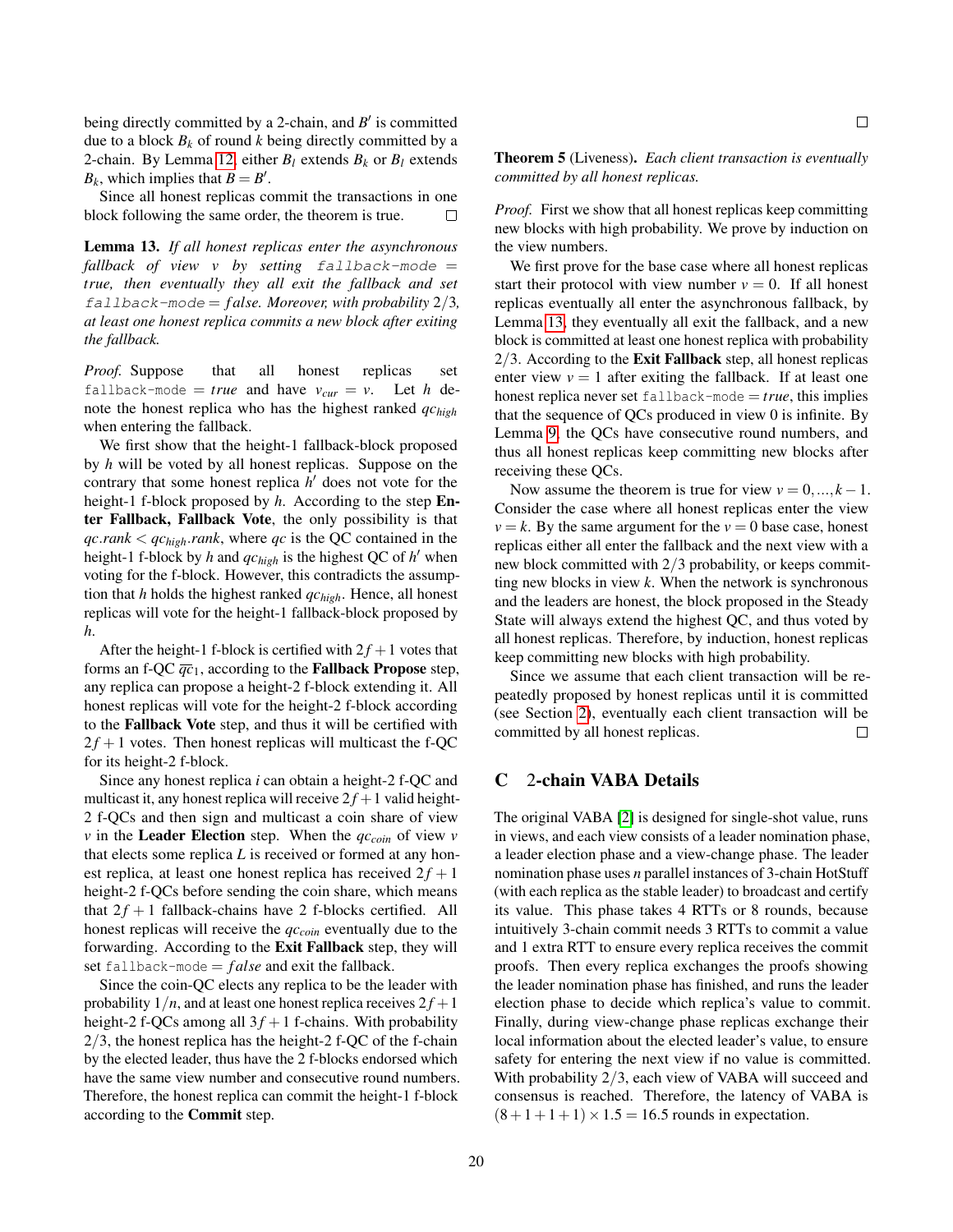being directly committed by a 2-chain, and $B'$ is committed due to a block $B_k$ of round $k$ being directly committed by a 2-chain. By Lemma 12, either $B_l$ extends $B_k$ or $B_l$ extends $B_k$, which implies that $B = B'$.

Since all honest replicas commit the transactions in one block following the same order, the theorem is true. □

**Lemma 13.** *If all honest replicas enter the asynchronous fallback of view $v$ by setting* `fallback-mode` $=$ *true, then eventually they all exit the fallback and set* `fallback-mode` $=$ *false. Moreover, with probability $2/3$, at least one honest replica commits a new block after exiting the fallback.*

*Proof.* Suppose that all honest replicas set `fallback-mode` $=$ *true* and have $v_{cur} = v$. Let $h$ denote the honest replica who has the highest ranked $qc_{high}$ when entering the fallback.

We first show that the height-1 fallback-block proposed by $h$ will be voted by all honest replicas. Suppose on the contrary that some honest replica $h'$ does not vote for the height-1 f-block proposed by $h$. According to the step **Enter Fallback, Fallback Vote**, the only possibility is that $qc.rank < qc_{high}.rank$, where $qc$ is the QC contained in the height-1 f-block by $h$ and $qc_{high}$ is the highest QC of $h'$ when voting for the f-block. However, this contradicts the assumption that $h$ holds the highest ranked $qc_{high}$. Hence, all honest replicas will vote for the height-1 fallback-block proposed by $h$.

After the height-1 f-block is certified with $2f+1$ votes that forms an f-QC $\overline{qc}_1$, according to the **Fallback Propose** step, any replica can propose a height-2 f-block extending it. All honest replicas will vote for the height-2 f-block according to the **Fallback Vote** step, and thus it will be certified with $2f+1$ votes. Then honest replicas will multicast the f-QC for its height-2 f-block.

Since any honest replica $i$ can obtain a height-2 f-QC and multicast it, any honest replica will receive $2f+1$ valid height-2 f-QCs and then sign and multicast a coin share of view $v$ in the **Leader Election** step. When the $qc_{coin}$ of view $v$ that elects some replica $L$ is received or formed at any honest replica, at least one honest replica has received $2f+1$ height-2 f-QCs before sending the coin share, which means that $2f+1$ fallback-chains have 2 f-blocks certified. All honest replicas will receive the $qc_{coin}$ eventually due to the forwarding. According to the **Exit Fallback** step, they will set `fallback-mode` $=$ *false* and exit the fallback.

Since the coin-QC elects any replica to be the leader with probability $1/n$, and at least one honest replica receives $2f+1$ height-2 f-QCs among all $3f+1$ f-chains. With probability $2/3$, the honest replica has the height-2 f-QC of the f-chain by the elected leader, thus have the 2 f-blocks endorsed which have the same view number and consecutive round numbers. Therefore, the honest replica can commit the height-1 f-block according to the **Commit** step. □

**Theorem 5** (Liveness)**.** *Each client transaction is eventually committed by all honest replicas.*

*Proof.* First we show that all honest replicas keep committing new blocks with high probability. We prove by induction on the view numbers.

We first prove for the base case where all honest replicas start their protocol with view number $v = 0$. If all honest replicas eventually all enter the asynchronous fallback, by Lemma 13, they eventually all exit the fallback, and a new block is committed at least one honest replica with probability $2/3$. According to the **Exit Fallback** step, all honest replicas enter view $v = 1$ after exiting the fallback. If at least one honest replica never set `fallback-mode` $=$ *true*, this implies that the sequence of QCs produced in view 0 is infinite. By Lemma 9, the QCs have consecutive round numbers, and thus all honest replicas keep committing new blocks after receiving these QCs.

Now assume the theorem is true for view $v = 0, ..., k-1$. Consider the case where all honest replicas enter the view $v = k$. By the same argument for the $v = 0$ base case, honest replicas either all enter the fallback and the next view with a new block committed with $2/3$ probability, or keeps committing new blocks in view $k$. When the network is synchronous and the leaders are honest, the block proposed in the Steady State will always extend the highest QC, and thus voted by all honest replicas. Therefore, by induction, honest replicas keep committing new blocks with high probability.

Since we assume that each client transaction will be repeatedly proposed by honest replicas until it is committed (see Section 2), eventually each client transaction will be committed by all honest replicas. □

## C 2-chain VABA Details

The original VABA [2] is designed for single-shot value, runs in views, and each view consists of a leader nomination phase, a leader election phase and a view-change phase. The leader nomination phase uses $n$ parallel instances of 3-chain HotStuff (with each replica as the stable leader) to broadcast and certify its value. This phase takes 4 RTTs or 8 rounds, because intuitively 3-chain commit needs 3 RTTs to commit a value and 1 extra RTT to ensure every replica receives the commit proofs. Then every replica exchanges the proofs showing the leader nomination phase has finished, and runs the leader election phase to decide which replica's value to commit. Finally, during view-change phase replicas exchange their local information about the elected leader's value, to ensure safety for entering the next view if no value is committed. With probability $2/3$, each view of VABA will succeed and consensus is reached. Therefore, the latency of VABA is $(8+1+1+1) \times 1.5 = 16.5$ rounds in expectation.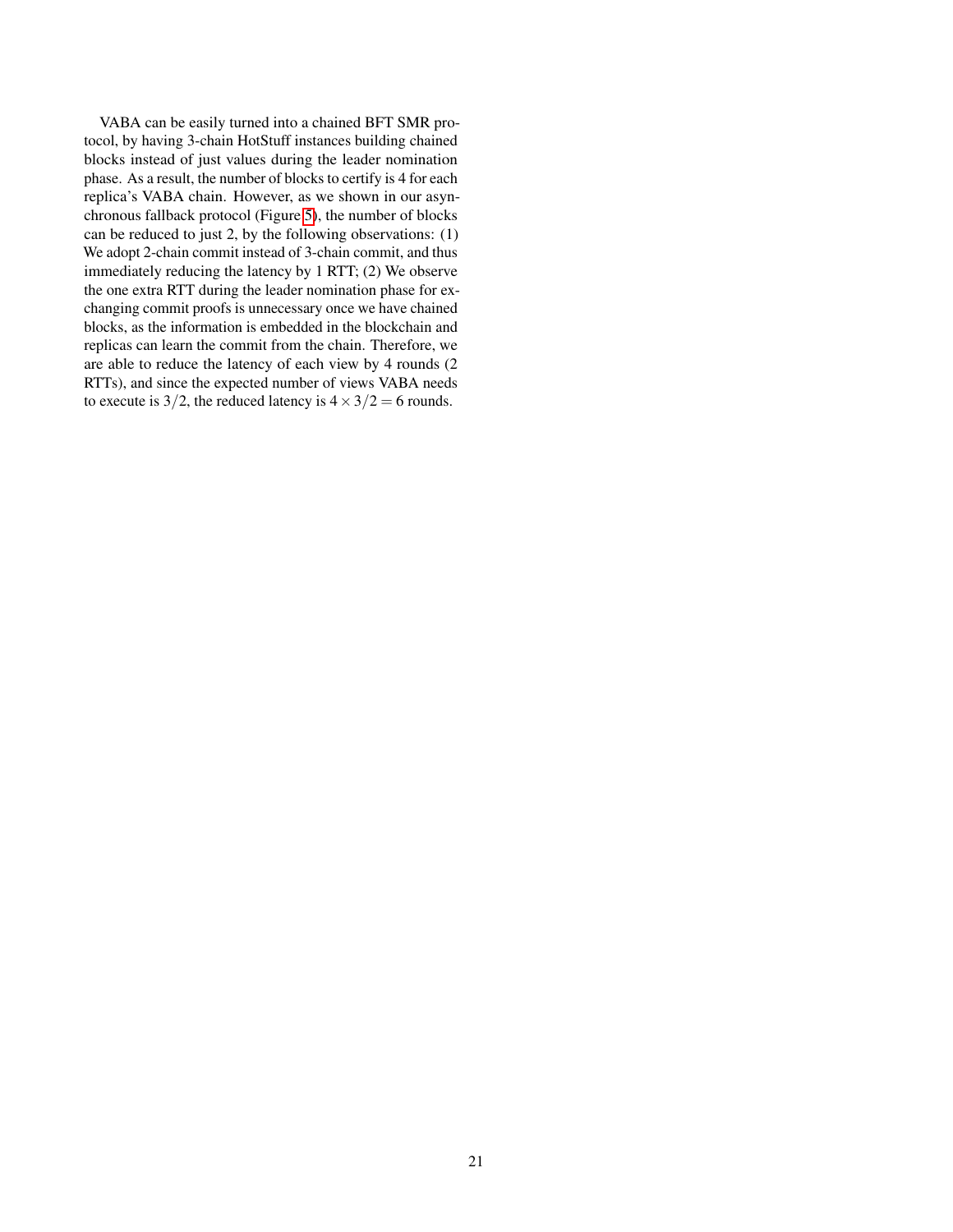VABA can be easily turned into a chained BFT SMR protocol, by having 3-chain HotStuff instances building chained blocks instead of just values during the leader nomination phase. As a result, the number of blocks to certify is 4 for each replica's VABA chain. However, as we shown in our asynchronous fallback protocol (Figure 5), the number of blocks can be reduced to just 2, by the following observations: (1) We adopt 2-chain commit instead of 3-chain commit, and thus immediately reducing the latency by 1 RTT; (2) We observe the one extra RTT during the leader nomination phase for exchanging commit proofs is unnecessary once we have chained blocks, as the information is embedded in the blockchain and replicas can learn the commit from the chain. Therefore, we are able to reduce the latency of each view by 4 rounds (2 RTTs), and since the expected number of views VABA needs to execute is $3/2$, the reduced latency is $4 \times 3/2 = 6$ rounds.